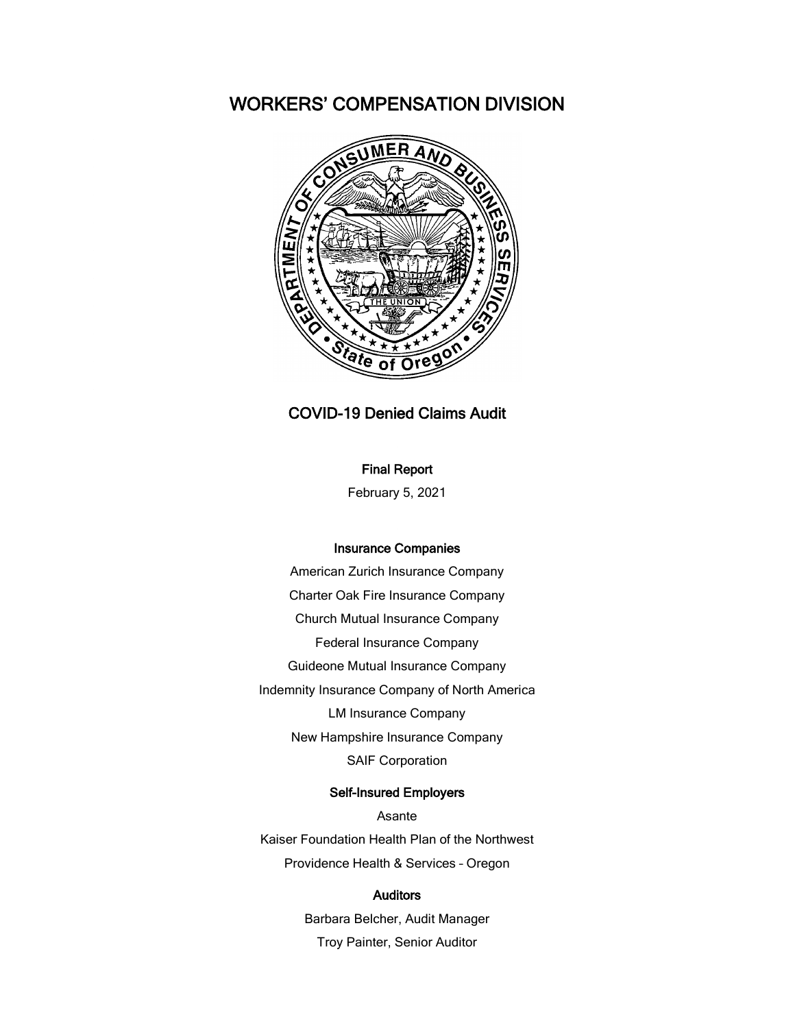# WORKERS' COMPENSATION DIVISION

## COVID-19 Denied Claims Audit

**Final Report**

February 5, 2021

**Insurance Companies**

American Zurich Insurance Company

Charter Oak Fire Insurance Company

Church Mutual Insurance Company

Federal Insurance Company

Guideone Mutual Insurance Company

Indemnity Insurance Company of North America

LM Insurance Company

New Hampshire Insurance Company

SAIF Corporation

**Self-Insured Employers**

Asante

Kaiser Foundation Health Plan of the Northwest

Providence Health & Services – Oregon

**Auditors**

Barbara Belcher, Audit Manager

Troy Painter, Senior Auditor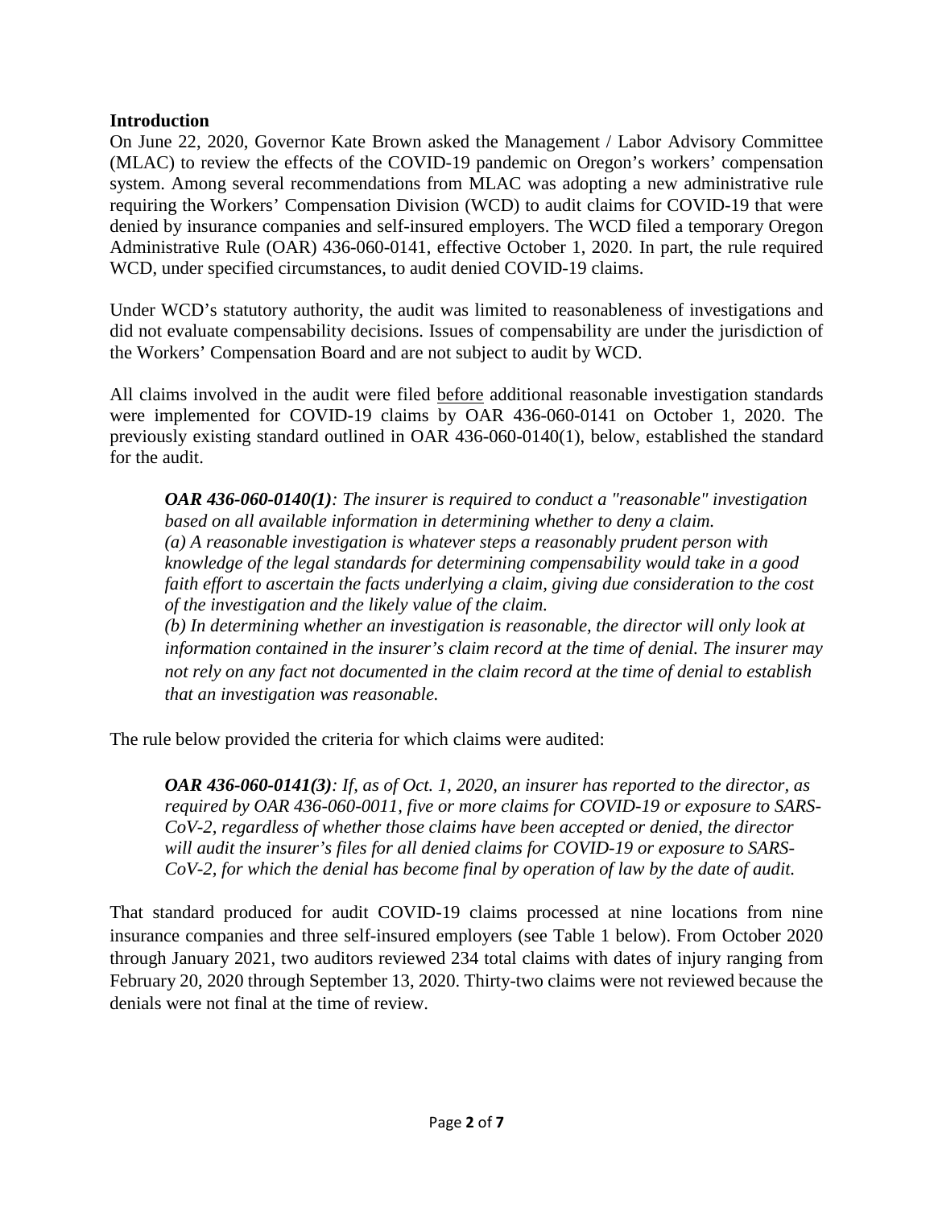**Introduction**

On June 22, 2020, Governor Kate Brown asked the Management / Labor Advisory Committee (MLAC) to review the effects of the COVID-19 pandemic on Oregon's workers' compensation system. Among several recommendations from MLAC was adopting a new administrative rule requiring the Workers' Compensation Division (WCD) to audit claims for COVID-19 that were denied by insurance companies and self-insured employers. The WCD filed a temporary Oregon Administrative Rule (OAR) 436-060-0141, effective October 1, 2020. In part, the rule required WCD, under specified circumstances, to audit denied COVID-19 claims.

Under WCD's statutory authority, the audit was limited to reasonableness of investigations and did not evaluate compensability decisions. Issues of compensability are under the jurisdiction of the Workers' Compensation Board and are not subject to audit by WCD.

All claims involved in the audit were filed <u>before</u> additional reasonable investigation standards were implemented for COVID-19 claims by OAR 436-060-0141 on October 1, 2020. The previously existing standard outlined in OAR 436-060-0140(1), below, established the standard for the audit.

> ***OAR 436-060-0140(1)****: The insurer is required to conduct a "reasonable" investigation based on all available information in determining whether to deny a claim.*
> *(a) A reasonable investigation is whatever steps a reasonably prudent person with knowledge of the legal standards for determining compensability would take in a good faith effort to ascertain the facts underlying a claim, giving due consideration to the cost of the investigation and the likely value of the claim.*
> *(b) In determining whether an investigation is reasonable, the director will only look at information contained in the insurer's claim record at the time of denial. The insurer may not rely on any fact not documented in the claim record at the time of denial to establish that an investigation was reasonable.*

The rule below provided the criteria for which claims were audited:

> ***OAR 436-060-0141(3)****: If, as of Oct. 1, 2020, an insurer has reported to the director, as required by OAR 436-060-0011, five or more claims for COVID-19 or exposure to SARS-CoV-2, regardless of whether those claims have been accepted or denied, the director will audit the insurer's files for all denied claims for COVID-19 or exposure to SARS-CoV-2, for which the denial has become final by operation of law by the date of audit.*

That standard produced for audit COVID-19 claims processed at nine locations from nine insurance companies and three self-insured employers (see Table 1 below). From October 2020 through January 2021, two auditors reviewed 234 total claims with dates of injury ranging from February 20, 2020 through September 13, 2020. Thirty-two claims were not reviewed because the denials were not final at the time of review.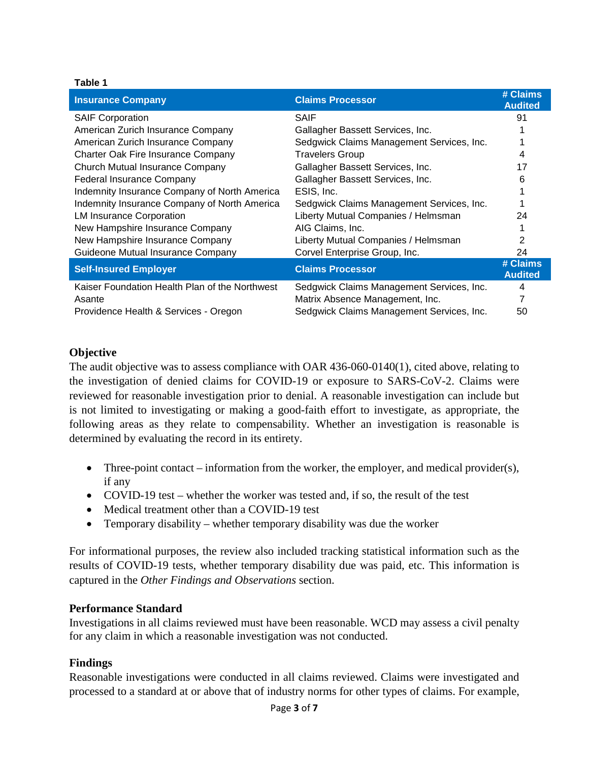**Table 1**

| Insurance Company | Claims Processor | # Claims Audited |
|---|---|---|
| SAIF Corporation | SAIF | 91 |
| American Zurich Insurance Company | Gallagher Bassett Services, Inc. | 1 |
| American Zurich Insurance Company | Sedgwick Claims Management Services, Inc. | 1 |
| Charter Oak Fire Insurance Company | Travelers Group | 4 |
| Church Mutual Insurance Company | Gallagher Bassett Services, Inc. | 17 |
| Federal Insurance Company | Gallagher Bassett Services, Inc. | 6 |
| Indemnity Insurance Company of North America | ESIS, Inc. | 1 |
| Indemnity Insurance Company of North America | Sedgwick Claims Management Services, Inc. | 1 |
| LM Insurance Corporation | Liberty Mutual Companies / Helmsman | 24 |
| New Hampshire Insurance Company | AIG Claims, Inc. | 1 |
| New Hampshire Insurance Company | Liberty Mutual Companies / Helmsman | 2 |
| Guideone Mutual Insurance Company | Corvel Enterprise Group, Inc. | 24 |
| **Self-Insured Employer** | **Claims Processor** | **# Claims Audited** |
| Kaiser Foundation Health Plan of the Northwest | Sedgwick Claims Management Services, Inc. | 4 |
| Asante | Matrix Absence Management, Inc. | 7 |
| Providence Health & Services - Oregon | Sedgwick Claims Management Services, Inc. | 50 |

### Objective

The audit objective was to assess compliance with OAR 436-060-0140(1), cited above, relating to the investigation of denied claims for COVID-19 or exposure to SARS-CoV-2. Claims were reviewed for reasonable investigation prior to denial. A reasonable investigation can include but is not limited to investigating or making a good-faith effort to investigate, as appropriate, the following areas as they relate to compensability. Whether an investigation is reasonable is determined by evaluating the record in its entirety.

- Three-point contact – information from the worker, the employer, and medical provider(s), if any
- COVID-19 test – whether the worker was tested and, if so, the result of the test
- Medical treatment other than a COVID-19 test
- Temporary disability – whether temporary disability was due the worker

For informational purposes, the review also included tracking statistical information such as the results of COVID-19 tests, whether temporary disability due was paid, etc. This information is captured in the *Other Findings and Observations* section.

### Performance Standard

Investigations in all claims reviewed must have been reasonable. WCD may assess a civil penalty for any claim in which a reasonable investigation was not conducted.

### Findings

Reasonable investigations were conducted in all claims reviewed. Claims were investigated and processed to a standard at or above that of industry norms for other types of claims. For example,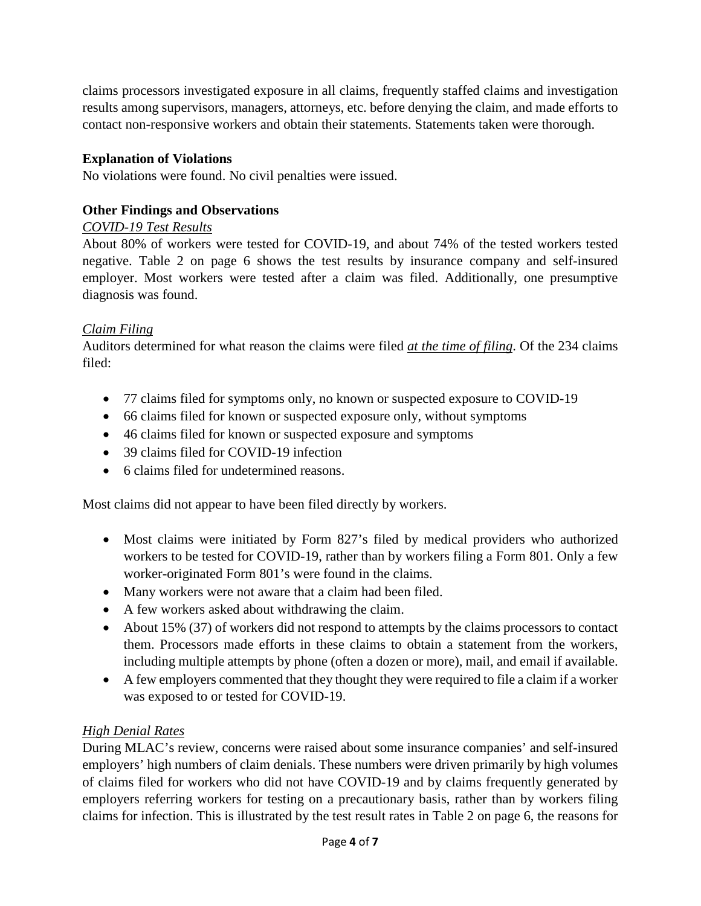claims processors investigated exposure in all claims, frequently staffed claims and investigation results among supervisors, managers, attorneys, etc. before denying the claim, and made efforts to contact non-responsive workers and obtain their statements. Statements taken were thorough.

**Explanation of Violations**

No violations were found. No civil penalties were issued.

**Other Findings and Observations**

*COVID-19 Test Results*

About 80% of workers were tested for COVID-19, and about 74% of the tested workers tested negative. Table 2 on page 6 shows the test results by insurance company and self-insured employer. Most workers were tested after a claim was filed. Additionally, one presumptive diagnosis was found.

*Claim Filing*

Auditors determined for what reason the claims were filed *at the time of filing*. Of the 234 claims filed:

- 77 claims filed for symptoms only, no known or suspected exposure to COVID-19
- 66 claims filed for known or suspected exposure only, without symptoms
- 46 claims filed for known or suspected exposure and symptoms
- 39 claims filed for COVID-19 infection
- 6 claims filed for undetermined reasons.

Most claims did not appear to have been filed directly by workers.

- Most claims were initiated by Form 827's filed by medical providers who authorized workers to be tested for COVID-19, rather than by workers filing a Form 801. Only a few worker-originated Form 801's were found in the claims.
- Many workers were not aware that a claim had been filed.
- A few workers asked about withdrawing the claim.
- About 15% (37) of workers did not respond to attempts by the claims processors to contact them. Processors made efforts in these claims to obtain a statement from the workers, including multiple attempts by phone (often a dozen or more), mail, and email if available.
- A few employers commented that they thought they were required to file a claim if a worker was exposed to or tested for COVID-19.

*High Denial Rates*

During MLAC's review, concerns were raised about some insurance companies' and self-insured employers' high numbers of claim denials. These numbers were driven primarily by high volumes of claims filed for workers who did not have COVID-19 and by claims frequently generated by employers referring workers for testing on a precautionary basis, rather than by workers filing claims for infection. This is illustrated by the test result rates in Table 2 on page 6, the reasons for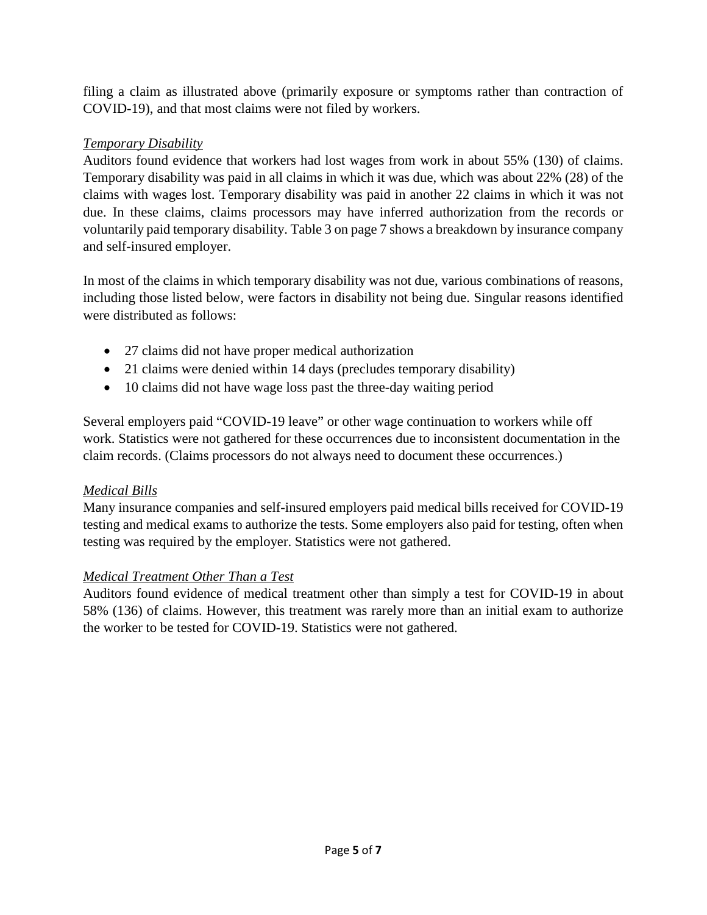filing a claim as illustrated above (primarily exposure or symptoms rather than contraction of COVID-19), and that most claims were not filed by workers.

*Temporary Disability*

Auditors found evidence that workers had lost wages from work in about 55% (130) of claims. Temporary disability was paid in all claims in which it was due, which was about 22% (28) of the claims with wages lost. Temporary disability was paid in another 22 claims in which it was not due. In these claims, claims processors may have inferred authorization from the records or voluntarily paid temporary disability. Table 3 on page 7 shows a breakdown by insurance company and self-insured employer.

In most of the claims in which temporary disability was not due, various combinations of reasons, including those listed below, were factors in disability not being due. Singular reasons identified were distributed as follows:

- 27 claims did not have proper medical authorization
- 21 claims were denied within 14 days (precludes temporary disability)
- 10 claims did not have wage loss past the three-day waiting period

Several employers paid "COVID-19 leave" or other wage continuation to workers while off work. Statistics were not gathered for these occurrences due to inconsistent documentation in the claim records. (Claims processors do not always need to document these occurrences.)

*Medical Bills*

Many insurance companies and self-insured employers paid medical bills received for COVID-19 testing and medical exams to authorize the tests. Some employers also paid for testing, often when testing was required by the employer. Statistics were not gathered.

*Medical Treatment Other Than a Test*

Auditors found evidence of medical treatment other than simply a test for COVID-19 in about 58% (136) of claims. However, this treatment was rarely more than an initial exam to authorize the worker to be tested for COVID-19. Statistics were not gathered.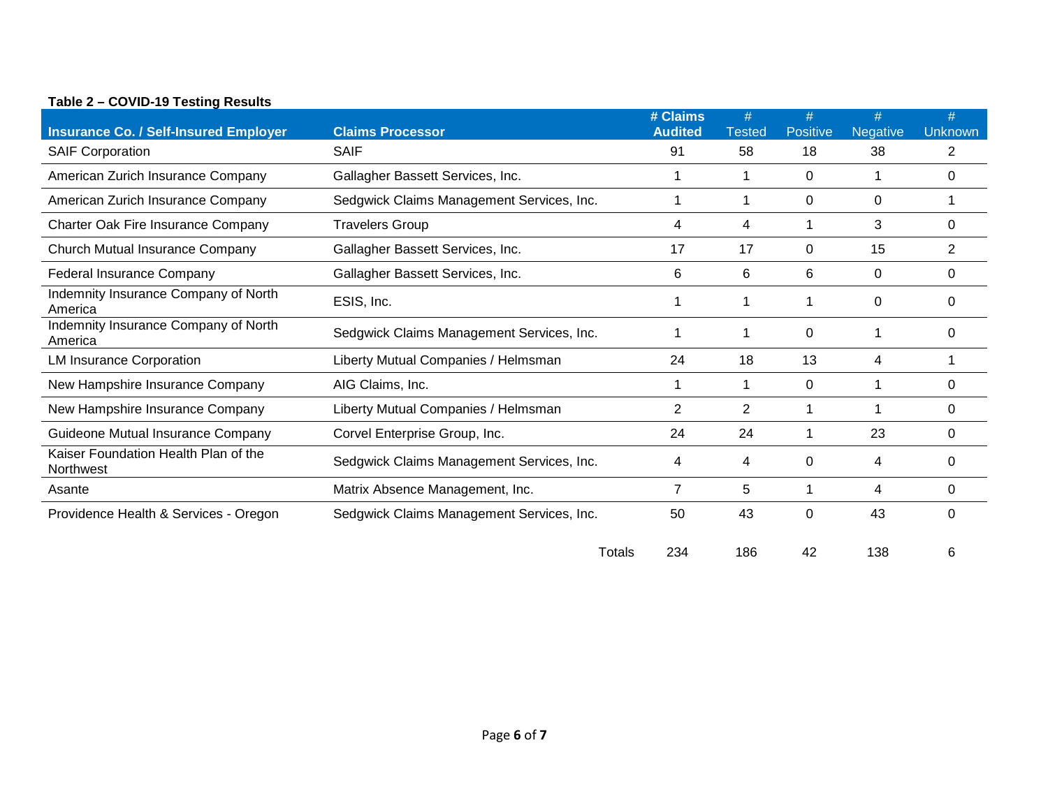**Table 2 – COVID-19 Testing Results**

| Insurance Co. / Self-Insured Employer | Claims Processor | # Claims Audited | # Tested | # Positive | # Negative | # Unknown |
|---|---|---|---|---|---|---|
| SAIF Corporation | SAIF | 91 | 58 | 18 | 38 | 2 |
| American Zurich Insurance Company | Gallagher Bassett Services, Inc. | 1 | 1 | 0 | 1 | 0 |
| American Zurich Insurance Company | Sedgwick Claims Management Services, Inc. | 1 | 1 | 0 | 0 | 1 |
| Charter Oak Fire Insurance Company | Travelers Group | 4 | 4 | 1 | 3 | 0 |
| Church Mutual Insurance Company | Gallagher Bassett Services, Inc. | 17 | 17 | 0 | 15 | 2 |
| Federal Insurance Company | Gallagher Bassett Services, Inc. | 6 | 6 | 6 | 0 | 0 |
| Indemnity Insurance Company of North America | ESIS, Inc. | 1 | 1 | 1 | 0 | 0 |
| Indemnity Insurance Company of North America | Sedgwick Claims Management Services, Inc. | 1 | 1 | 0 | 1 | 0 |
| LM Insurance Corporation | Liberty Mutual Companies / Helmsman | 24 | 18 | 13 | 4 | 1 |
| New Hampshire Insurance Company | AIG Claims, Inc. | 1 | 1 | 0 | 1 | 0 |
| New Hampshire Insurance Company | Liberty Mutual Companies / Helmsman | 2 | 2 | 1 | 1 | 0 |
| Guideone Mutual Insurance Company | Corvel Enterprise Group, Inc. | 24 | 24 | 1 | 23 | 0 |
| Kaiser Foundation Health Plan of the Northwest | Sedgwick Claims Management Services, Inc. | 4 | 4 | 0 | 4 | 0 |
| Asante | Matrix Absence Management, Inc. | 7 | 5 | 1 | 4 | 0 |
| Providence Health & Services - Oregon | Sedgwick Claims Management Services, Inc. | 50 | 43 | 0 | 43 | 0 |
| | Totals | 234 | 186 | 42 | 138 | 6 |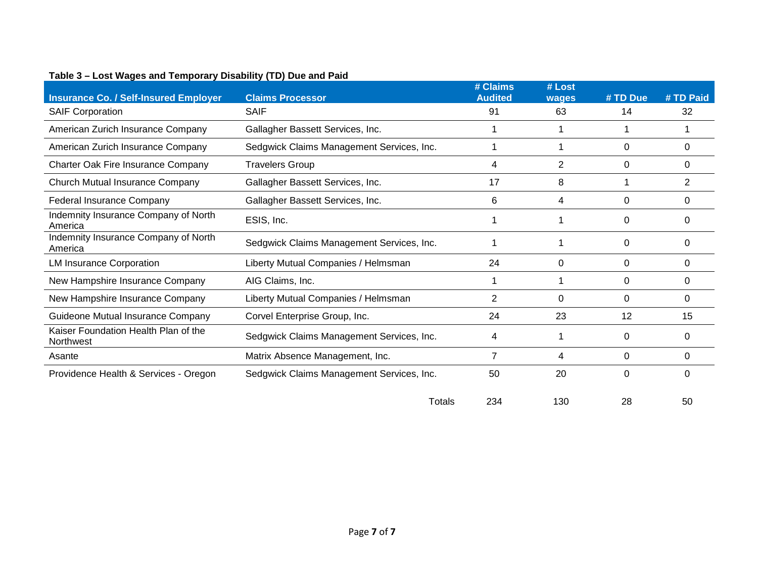**Table 3 – Lost Wages and Temporary Disability (TD) Due and Paid**

| Insurance Co. / Self-Insured Employer | Claims Processor | # Claims Audited | # Lost wages | # TD Due | # TD Paid |
|---|---|---|---|---|---|
| SAIF Corporation | SAIF | 91 | 63 | 14 | 32 |
| American Zurich Insurance Company | Gallagher Bassett Services, Inc. | 1 | 1 | 1 | 1 |
| American Zurich Insurance Company | Sedgwick Claims Management Services, Inc. | 1 | 1 | 0 | 0 |
| Charter Oak Fire Insurance Company | Travelers Group | 4 | 2 | 0 | 0 |
| Church Mutual Insurance Company | Gallagher Bassett Services, Inc. | 17 | 8 | 1 | 2 |
| Federal Insurance Company | Gallagher Bassett Services, Inc. | 6 | 4 | 0 | 0 |
| Indemnity Insurance Company of North America | ESIS, Inc. | 1 | 1 | 0 | 0 |
| Indemnity Insurance Company of North America | Sedgwick Claims Management Services, Inc. | 1 | 1 | 0 | 0 |
| LM Insurance Corporation | Liberty Mutual Companies / Helmsman | 24 | 0 | 0 | 0 |
| New Hampshire Insurance Company | AIG Claims, Inc. | 1 | 1 | 0 | 0 |
| New Hampshire Insurance Company | Liberty Mutual Companies / Helmsman | 2 | 0 | 0 | 0 |
| Guideone Mutual Insurance Company | Corvel Enterprise Group, Inc. | 24 | 23 | 12 | 15 |
| Kaiser Foundation Health Plan of the Northwest | Sedgwick Claims Management Services, Inc. | 4 | 1 | 0 | 0 |
| Asante | Matrix Absence Management, Inc. | 7 | 4 | 0 | 0 |
| Providence Health & Services - Oregon | Sedgwick Claims Management Services, Inc. | 50 | 20 | 0 | 0 |
| | Totals | 234 | 130 | 28 | 50 |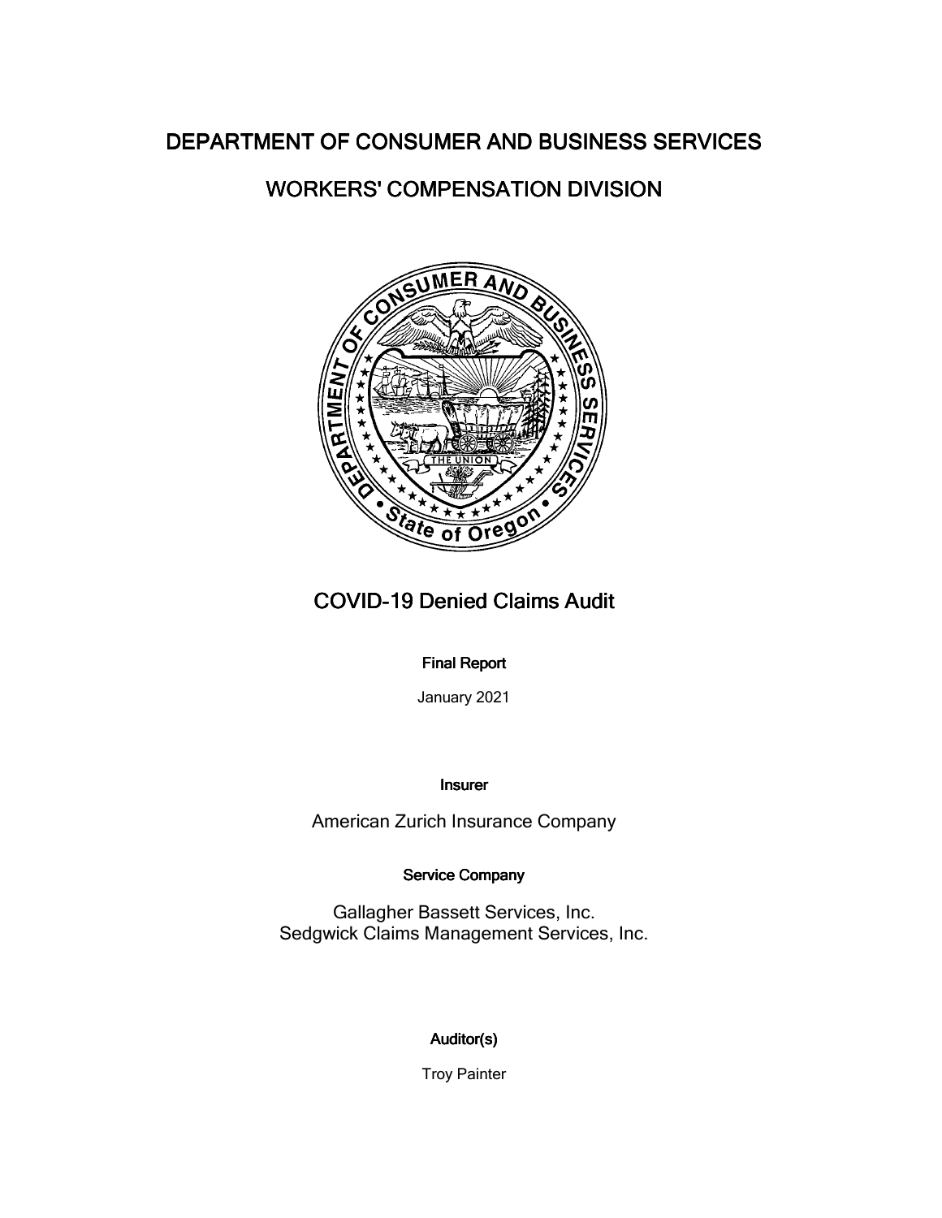# DEPARTMENT OF CONSUMER AND BUSINESS SERVICES

## WORKERS' COMPENSATION DIVISION

## COVID-19 Denied Claims Audit

**Final Report**

January 2021

**Insurer**

American Zurich Insurance Company

**Service Company**

Gallagher Bassett Services, Inc.
Sedgwick Claims Management Services, Inc.

**Auditor(s)**

Troy Painter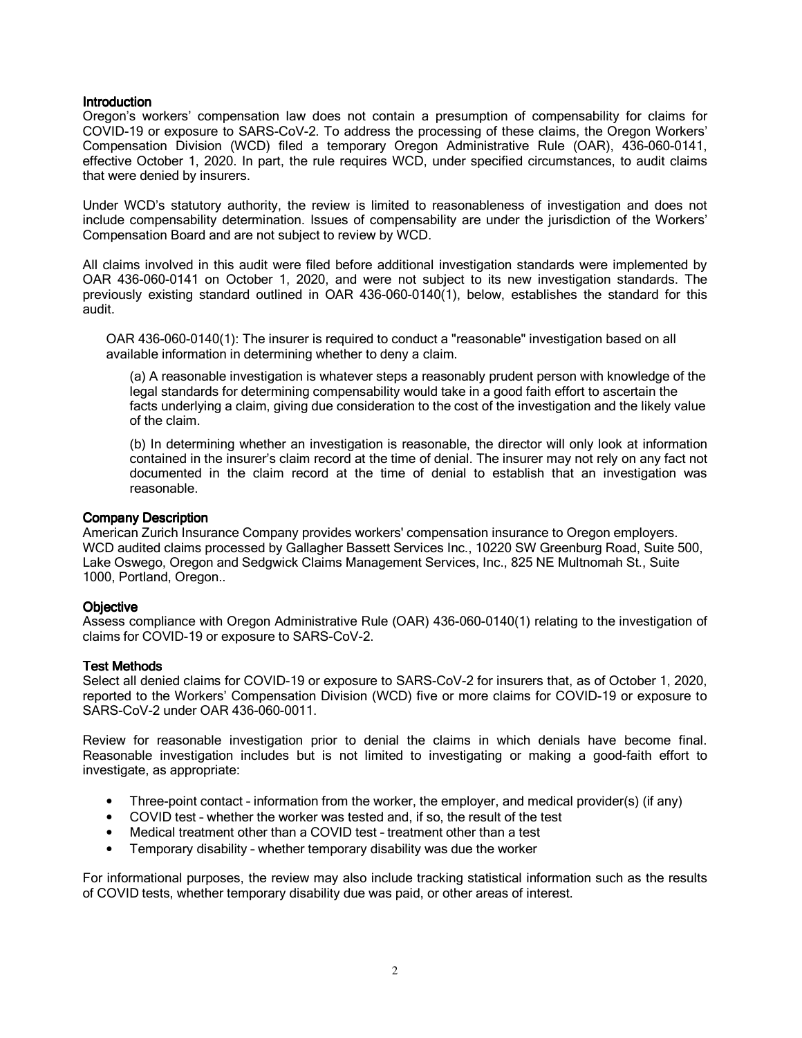## Introduction

Oregon's workers' compensation law does not contain a presumption of compensability for claims for COVID-19 or exposure to SARS-CoV-2. To address the processing of these claims, the Oregon Workers' Compensation Division (WCD) filed a temporary Oregon Administrative Rule (OAR), 436-060-0141, effective October 1, 2020. In part, the rule requires WCD, under specified circumstances, to audit claims that were denied by insurers.

Under WCD's statutory authority, the review is limited to reasonableness of investigation and does not include compensability determination. Issues of compensability are under the jurisdiction of the Workers' Compensation Board and are not subject to review by WCD.

All claims involved in this audit were filed before additional investigation standards were implemented by OAR 436-060-0141 on October 1, 2020, and were not subject to its new investigation standards. The previously existing standard outlined in OAR 436-060-0140(1), below, establishes the standard for this audit.

> OAR 436-060-0140(1): The insurer is required to conduct a "reasonable" investigation based on all available information in determining whether to deny a claim.
>
> (a) A reasonable investigation is whatever steps a reasonably prudent person with knowledge of the legal standards for determining compensability would take in a good faith effort to ascertain the facts underlying a claim, giving due consideration to the cost of the investigation and the likely value of the claim.
>
> (b) In determining whether an investigation is reasonable, the director will only look at information contained in the insurer's claim record at the time of denial. The insurer may not rely on any fact not documented in the claim record at the time of denial to establish that an investigation was reasonable.

## Company Description

American Zurich Insurance Company provides workers' compensation insurance to Oregon employers. WCD audited claims processed by Gallagher Bassett Services Inc., 10220 SW Greenburg Road, Suite 500, Lake Oswego, Oregon and Sedgwick Claims Management Services, Inc., 825 NE Multnomah St., Suite 1000, Portland, Oregon..

## Objective

Assess compliance with Oregon Administrative Rule (OAR) 436-060-0140(1) relating to the investigation of claims for COVID-19 or exposure to SARS-CoV-2.

## Test Methods

Select all denied claims for COVID-19 or exposure to SARS-CoV-2 for insurers that, as of October 1, 2020, reported to the Workers' Compensation Division (WCD) five or more claims for COVID-19 or exposure to SARS-CoV-2 under OAR 436-060-0011.

Review for reasonable investigation prior to denial the claims in which denials have become final. Reasonable investigation includes but is not limited to investigating or making a good-faith effort to investigate, as appropriate:

- Three-point contact – information from the worker, the employer, and medical provider(s) (if any)
- COVID test – whether the worker was tested and, if so, the result of the test
- Medical treatment other than a COVID test – treatment other than a test
- Temporary disability – whether temporary disability was due the worker

For informational purposes, the review may also include tracking statistical information such as the results of COVID tests, whether temporary disability due was paid, or other areas of interest.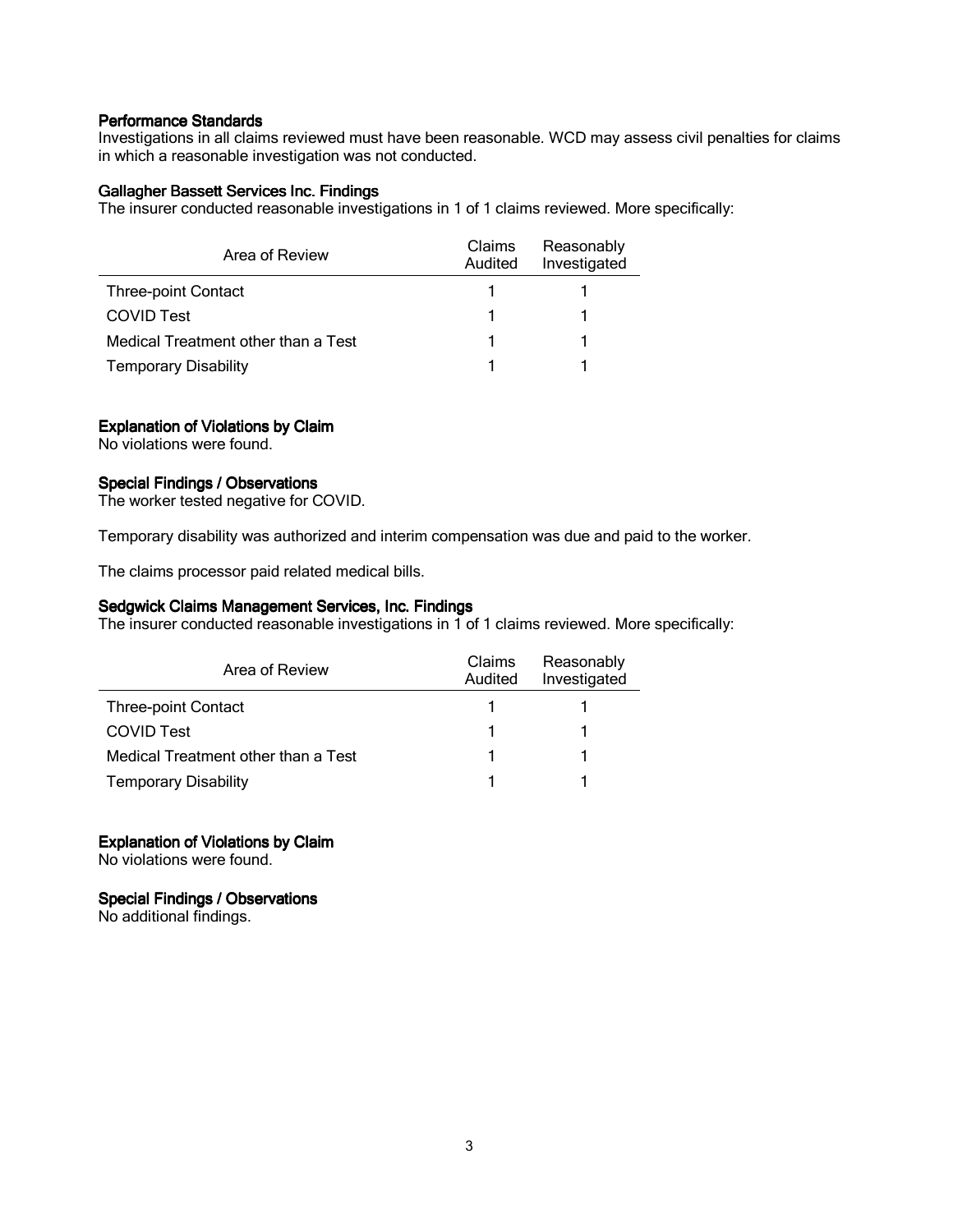### Performance Standards

Investigations in all claims reviewed must have been reasonable. WCD may assess civil penalties for claims in which a reasonable investigation was not conducted.

### Gallagher Bassett Services Inc. Findings

The insurer conducted reasonable investigations in 1 of 1 claims reviewed. More specifically:

| Area of Review | Claims Audited | Reasonably Investigated |
|---|---|---|
| Three-point Contact | 1 | 1 |
| COVID Test | 1 | 1 |
| Medical Treatment other than a Test | 1 | 1 |
| Temporary Disability | 1 | 1 |

### Explanation of Violations by Claim

No violations were found.

### Special Findings / Observations

The worker tested negative for COVID.

Temporary disability was authorized and interim compensation was due and paid to the worker.

The claims processor paid related medical bills.

### Sedgwick Claims Management Services, Inc. Findings

The insurer conducted reasonable investigations in 1 of 1 claims reviewed. More specifically:

| Area of Review | Claims Audited | Reasonably Investigated |
|---|---|---|
| Three-point Contact | 1 | 1 |
| COVID Test | 1 | 1 |
| Medical Treatment other than a Test | 1 | 1 |
| Temporary Disability | 1 | 1 |

### Explanation of Violations by Claim

No violations were found.

### Special Findings / Observations

No additional findings.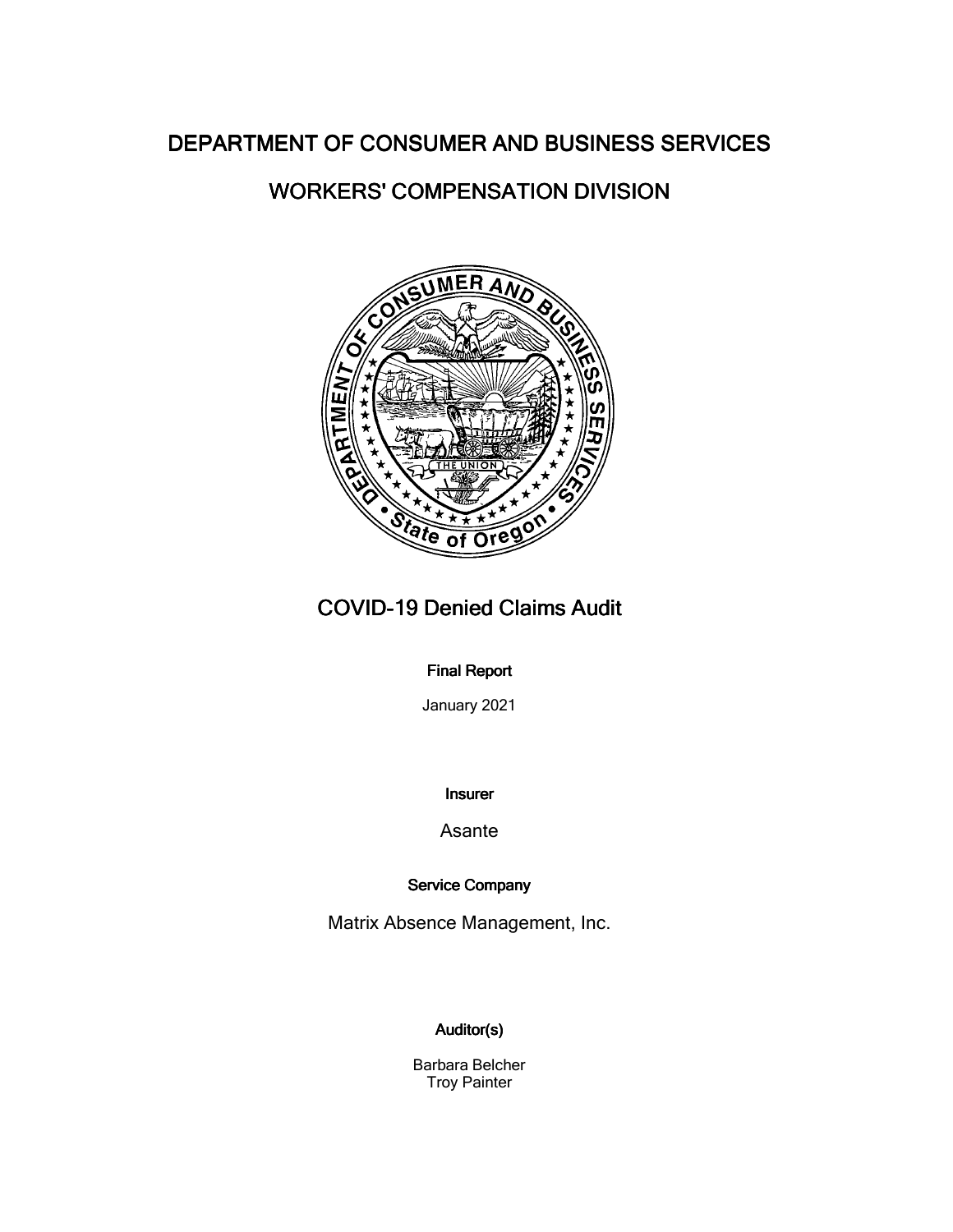# DEPARTMENT OF CONSUMER AND BUSINESS SERVICES

## WORKERS' COMPENSATION DIVISION

# COVID-19 Denied Claims Audit

**Final Report**

January 2021

**Insurer**

Asante

**Service Company**

Matrix Absence Management, Inc.

**Auditor(s)**

Barbara Belcher
Troy Painter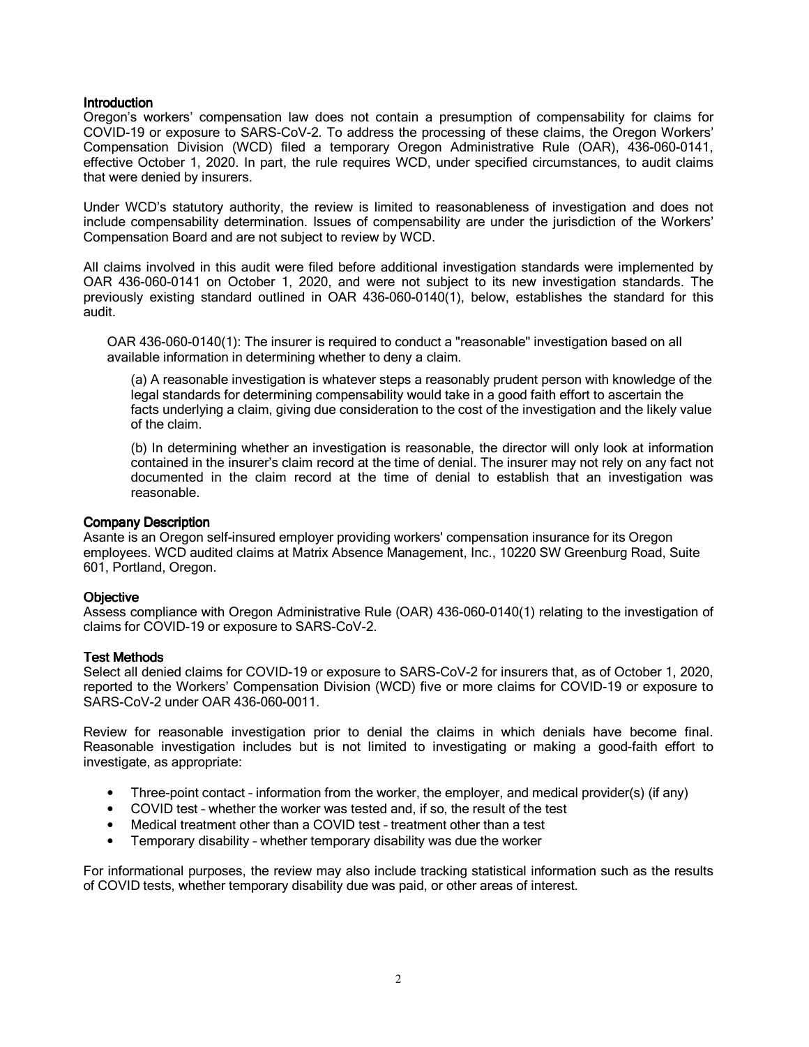### Introduction

Oregon's workers' compensation law does not contain a presumption of compensability for claims for COVID-19 or exposure to SARS-CoV-2. To address the processing of these claims, the Oregon Workers' Compensation Division (WCD) filed a temporary Oregon Administrative Rule (OAR), 436-060-0141, effective October 1, 2020. In part, the rule requires WCD, under specified circumstances, to audit claims that were denied by insurers.

Under WCD's statutory authority, the review is limited to reasonableness of investigation and does not include compensability determination. Issues of compensability are under the jurisdiction of the Workers' Compensation Board and are not subject to review by WCD.

All claims involved in this audit were filed before additional investigation standards were implemented by OAR 436-060-0141 on October 1, 2020, and were not subject to its new investigation standards. The previously existing standard outlined in OAR 436-060-0140(1), below, establishes the standard for this audit.

> OAR 436-060-0140(1): The insurer is required to conduct a "reasonable" investigation based on all available information in determining whether to deny a claim.
>
> (a) A reasonable investigation is whatever steps a reasonably prudent person with knowledge of the legal standards for determining compensability would take in a good faith effort to ascertain the facts underlying a claim, giving due consideration to the cost of the investigation and the likely value of the claim.
>
> (b) In determining whether an investigation is reasonable, the director will only look at information contained in the insurer's claim record at the time of denial. The insurer may not rely on any fact not documented in the claim record at the time of denial to establish that an investigation was reasonable.

### Company Description

Asante is an Oregon self-insured employer providing workers' compensation insurance for its Oregon employees. WCD audited claims at Matrix Absence Management, Inc., 10220 SW Greenburg Road, Suite 601, Portland, Oregon.

### Objective

Assess compliance with Oregon Administrative Rule (OAR) 436-060-0140(1) relating to the investigation of claims for COVID-19 or exposure to SARS-CoV-2.

### Test Methods

Select all denied claims for COVID-19 or exposure to SARS-CoV-2 for insurers that, as of October 1, 2020, reported to the Workers' Compensation Division (WCD) five or more claims for COVID-19 or exposure to SARS-CoV-2 under OAR 436-060-0011.

Review for reasonable investigation prior to denial the claims in which denials have become final. Reasonable investigation includes but is not limited to investigating or making a good-faith effort to investigate, as appropriate:

- Three-point contact – information from the worker, the employer, and medical provider(s) (if any)
- COVID test – whether the worker was tested and, if so, the result of the test
- Medical treatment other than a COVID test – treatment other than a test
- Temporary disability – whether temporary disability was due the worker

For informational purposes, the review may also include tracking statistical information such as the results of COVID tests, whether temporary disability due was paid, or other areas of interest.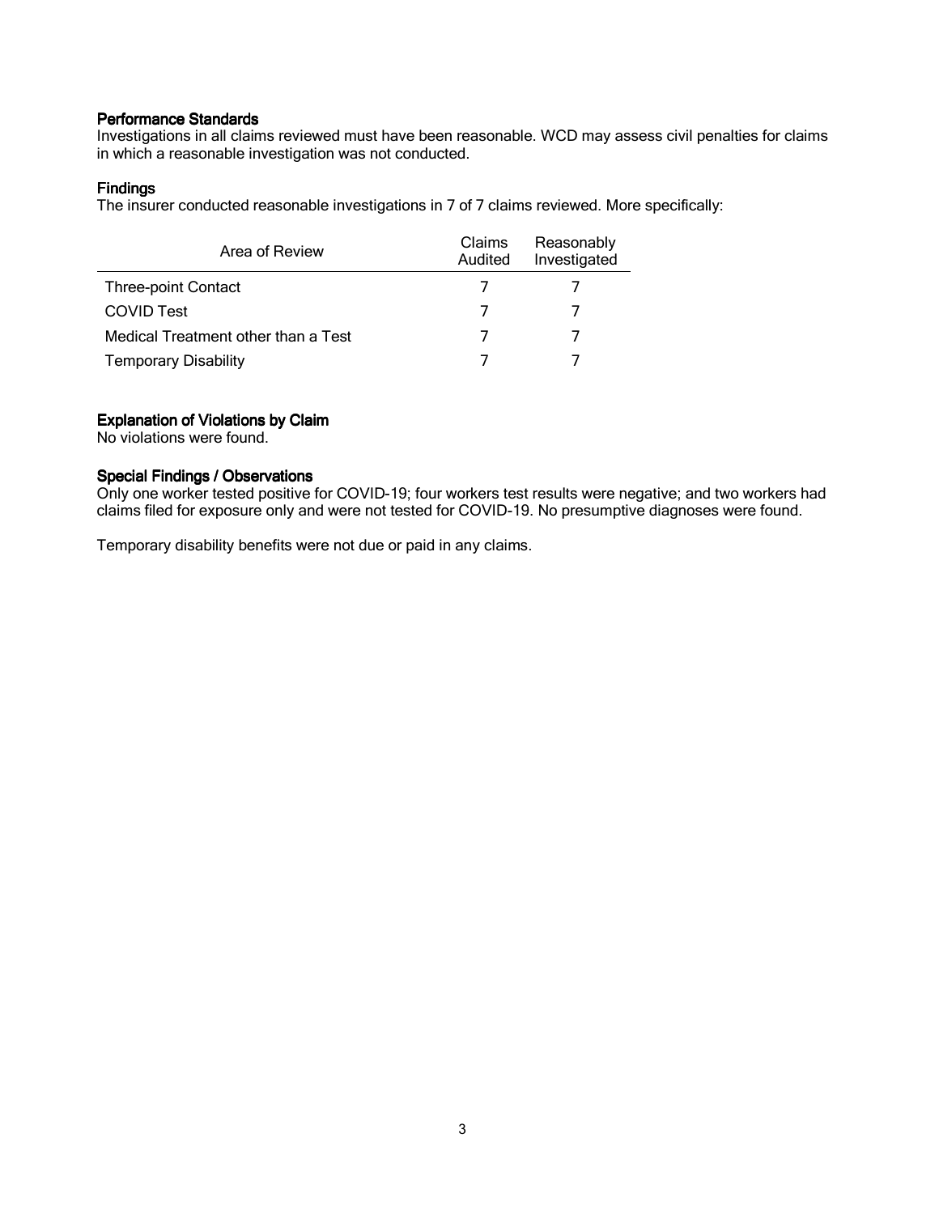### Performance Standards

Investigations in all claims reviewed must have been reasonable. WCD may assess civil penalties for claims in which a reasonable investigation was not conducted.

### Findings

The insurer conducted reasonable investigations in 7 of 7 claims reviewed. More specifically:

| Area of Review | Claims Audited | Reasonably Investigated |
|---|---|---|
| Three-point Contact | 7 | 7 |
| COVID Test | 7 | 7 |
| Medical Treatment other than a Test | 7 | 7 |
| Temporary Disability | 7 | 7 |

### Explanation of Violations by Claim

No violations were found.

### Special Findings / Observations

Only one worker tested positive for COVID-19; four workers test results were negative; and two workers had claims filed for exposure only and were not tested for COVID-19. No presumptive diagnoses were found.

Temporary disability benefits were not due or paid in any claims.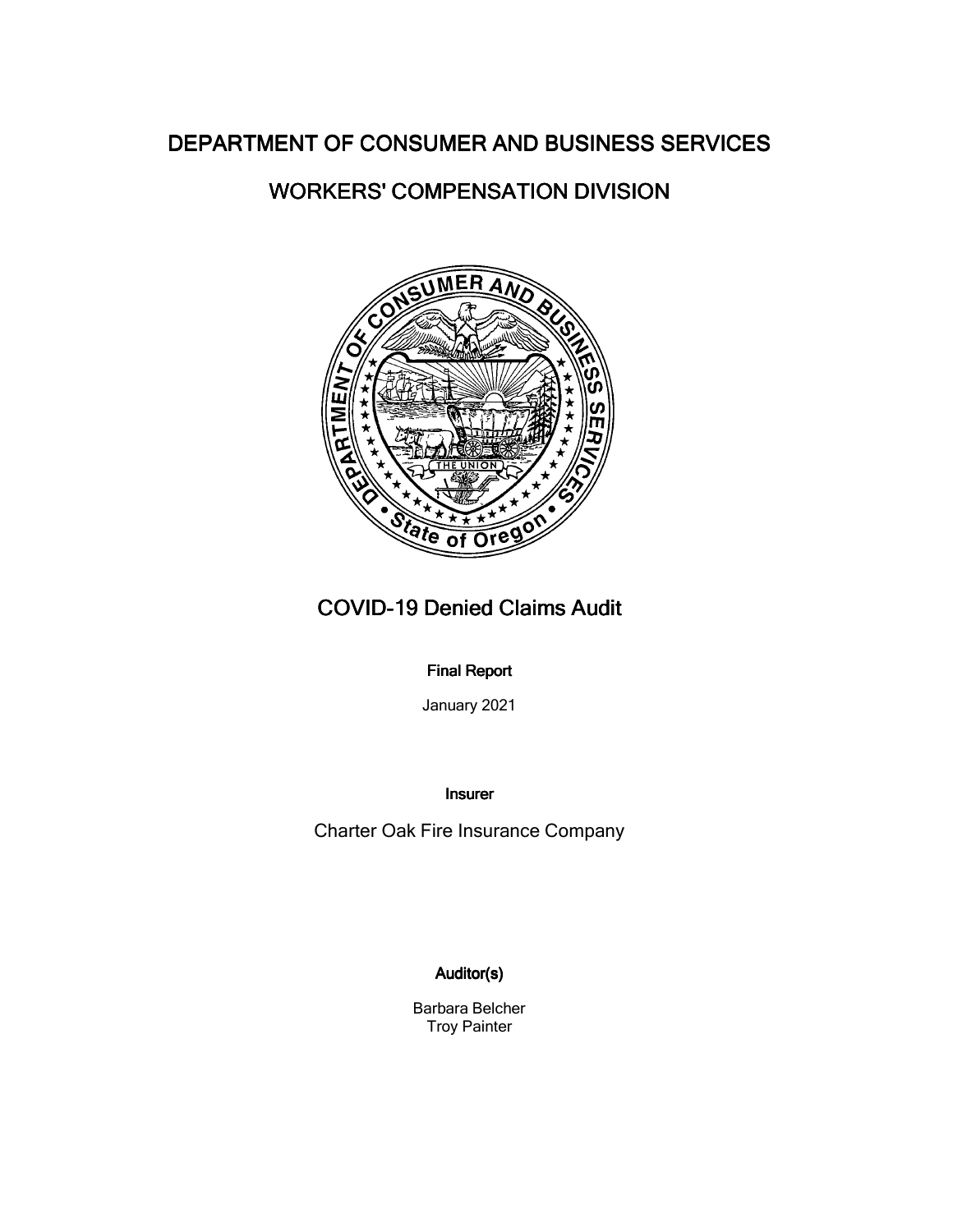# DEPARTMENT OF CONSUMER AND BUSINESS SERVICES

## WORKERS' COMPENSATION DIVISION

# COVID-19 Denied Claims Audit

**Final Report**

January 2021

**Insurer**

Charter Oak Fire Insurance Company

**Auditor(s)**

Barbara Belcher
Troy Painter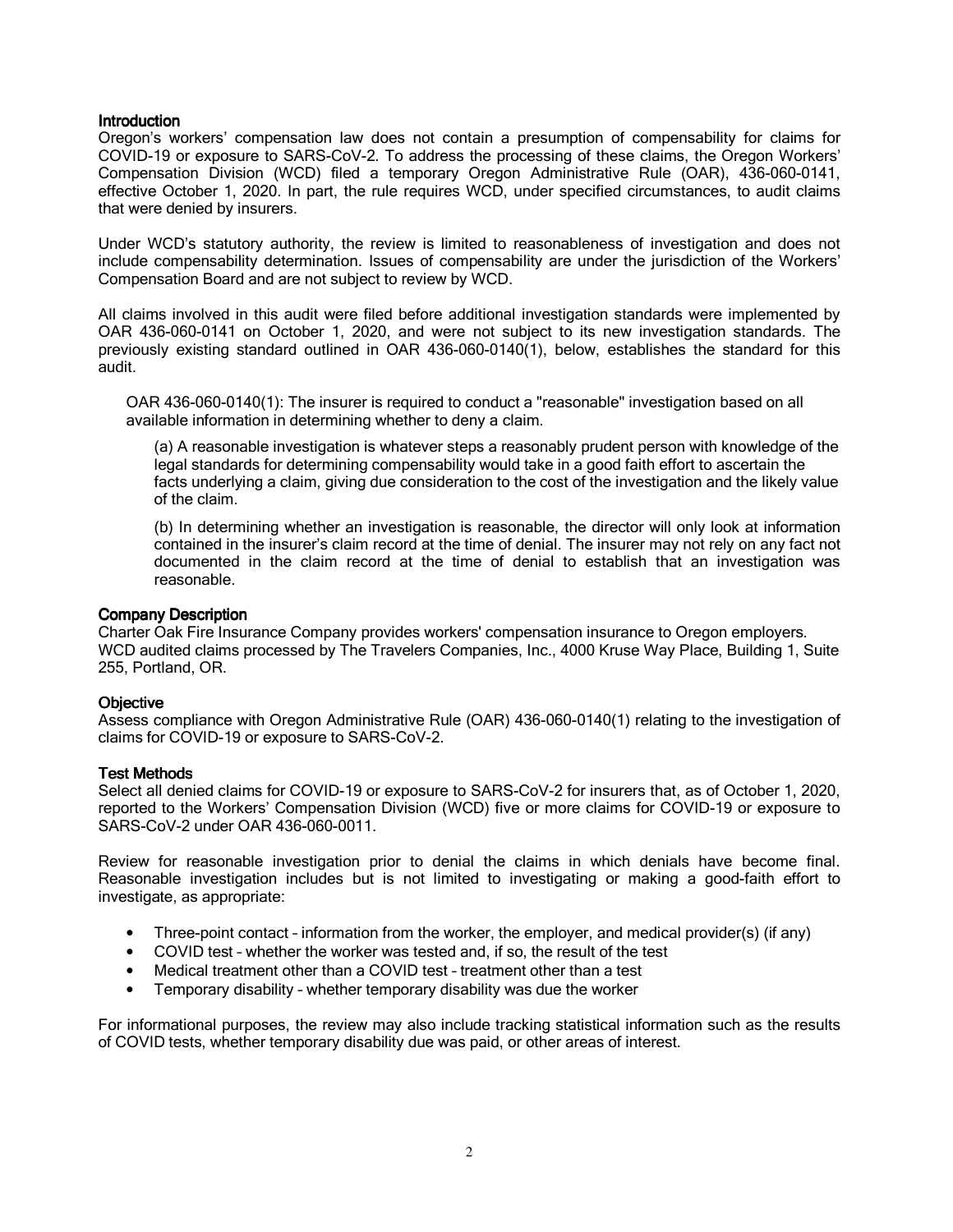### Introduction

Oregon's workers' compensation law does not contain a presumption of compensability for claims for COVID-19 or exposure to SARS-CoV-2. To address the processing of these claims, the Oregon Workers' Compensation Division (WCD) filed a temporary Oregon Administrative Rule (OAR), 436-060-0141, effective October 1, 2020. In part, the rule requires WCD, under specified circumstances, to audit claims that were denied by insurers.

Under WCD's statutory authority, the review is limited to reasonableness of investigation and does not include compensability determination. Issues of compensability are under the jurisdiction of the Workers' Compensation Board and are not subject to review by WCD.

All claims involved in this audit were filed before additional investigation standards were implemented by OAR 436-060-0141 on October 1, 2020, and were not subject to its new investigation standards. The previously existing standard outlined in OAR 436-060-0140(1), below, establishes the standard for this audit.

> OAR 436-060-0140(1): The insurer is required to conduct a "reasonable" investigation based on all available information in determining whether to deny a claim.
>
> > (a) A reasonable investigation is whatever steps a reasonably prudent person with knowledge of the legal standards for determining compensability would take in a good faith effort to ascertain the facts underlying a claim, giving due consideration to the cost of the investigation and the likely value of the claim.
> >
> > (b) In determining whether an investigation is reasonable, the director will only look at information contained in the insurer's claim record at the time of denial. The insurer may not rely on any fact not documented in the claim record at the time of denial to establish that an investigation was reasonable.

### Company Description

Charter Oak Fire Insurance Company provides workers' compensation insurance to Oregon employers. WCD audited claims processed by The Travelers Companies, Inc., 4000 Kruse Way Place, Building 1, Suite 255, Portland, OR.

### Objective

Assess compliance with Oregon Administrative Rule (OAR) 436-060-0140(1) relating to the investigation of claims for COVID-19 or exposure to SARS-CoV-2.

### Test Methods

Select all denied claims for COVID-19 or exposure to SARS-CoV-2 for insurers that, as of October 1, 2020, reported to the Workers' Compensation Division (WCD) five or more claims for COVID-19 or exposure to SARS-CoV-2 under OAR 436-060-0011.

Review for reasonable investigation prior to denial the claims in which denials have become final. Reasonable investigation includes but is not limited to investigating or making a good-faith effort to investigate, as appropriate:

- Three-point contact – information from the worker, the employer, and medical provider(s) (if any)
- COVID test – whether the worker was tested and, if so, the result of the test
- Medical treatment other than a COVID test – treatment other than a test
- Temporary disability – whether temporary disability was due the worker

For informational purposes, the review may also include tracking statistical information such as the results of COVID tests, whether temporary disability due was paid, or other areas of interest.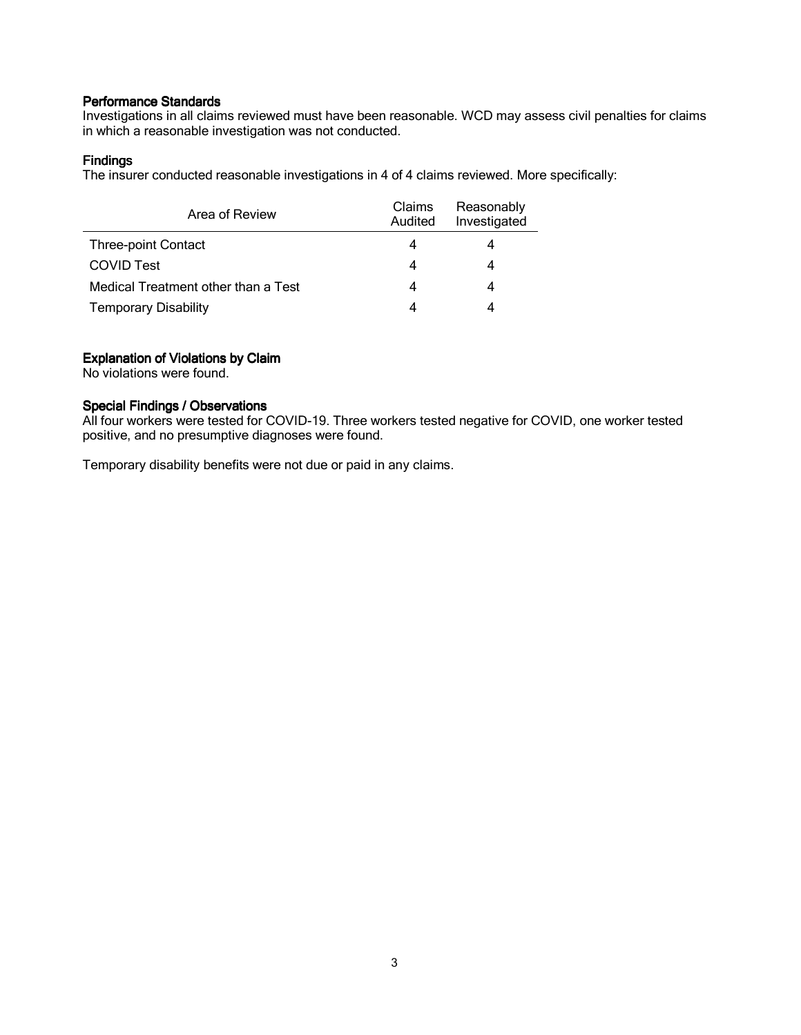#### Performance Standards

Investigations in all claims reviewed must have been reasonable. WCD may assess civil penalties for claims in which a reasonable investigation was not conducted.

#### Findings

The insurer conducted reasonable investigations in 4 of 4 claims reviewed. More specifically:

| Area of Review | Claims Audited | Reasonably Investigated |
|---|---|---|
| Three-point Contact | 4 | 4 |
| COVID Test | 4 | 4 |
| Medical Treatment other than a Test | 4 | 4 |
| Temporary Disability | 4 | 4 |

#### Explanation of Violations by Claim

No violations were found.

#### Special Findings / Observations

All four workers were tested for COVID-19. Three workers tested negative for COVID, one worker tested positive, and no presumptive diagnoses were found.

Temporary disability benefits were not due or paid in any claims.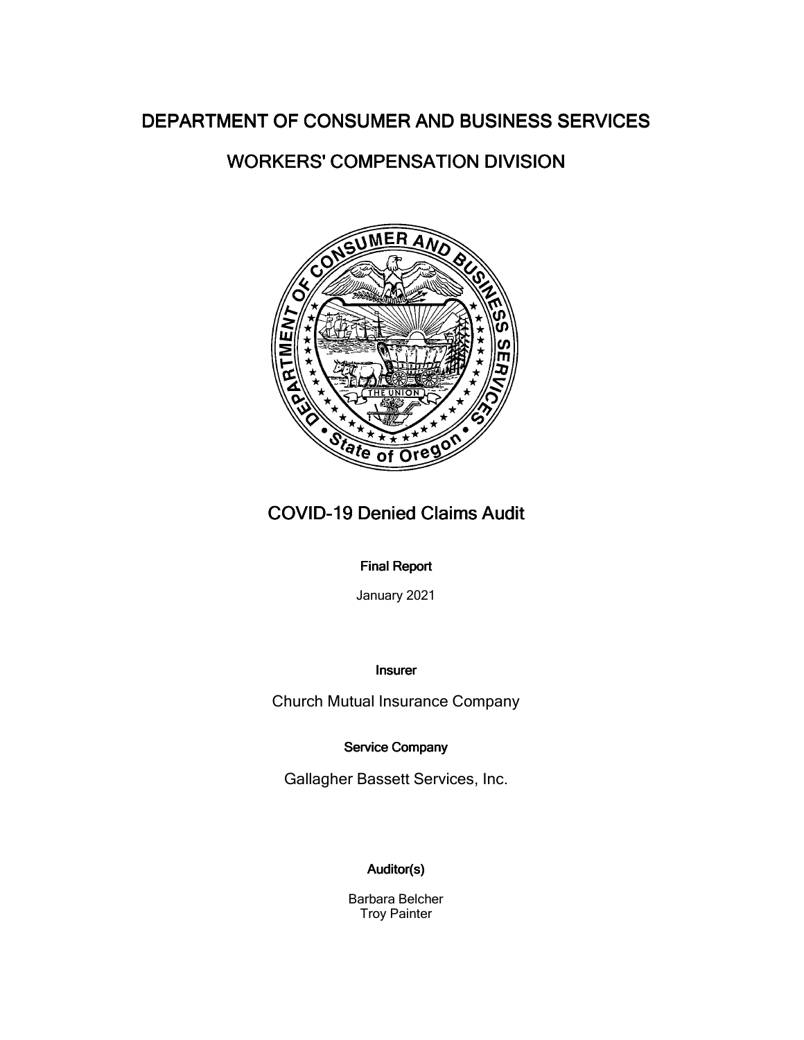# DEPARTMENT OF CONSUMER AND BUSINESS SERVICES

## WORKERS' COMPENSATION DIVISION

# COVID-19 Denied Claims Audit

**Final Report**

January 2021

**Insurer**

Church Mutual Insurance Company

**Service Company**

Gallagher Bassett Services, Inc.

**Auditor(s)**

Barbara Belcher
Troy Painter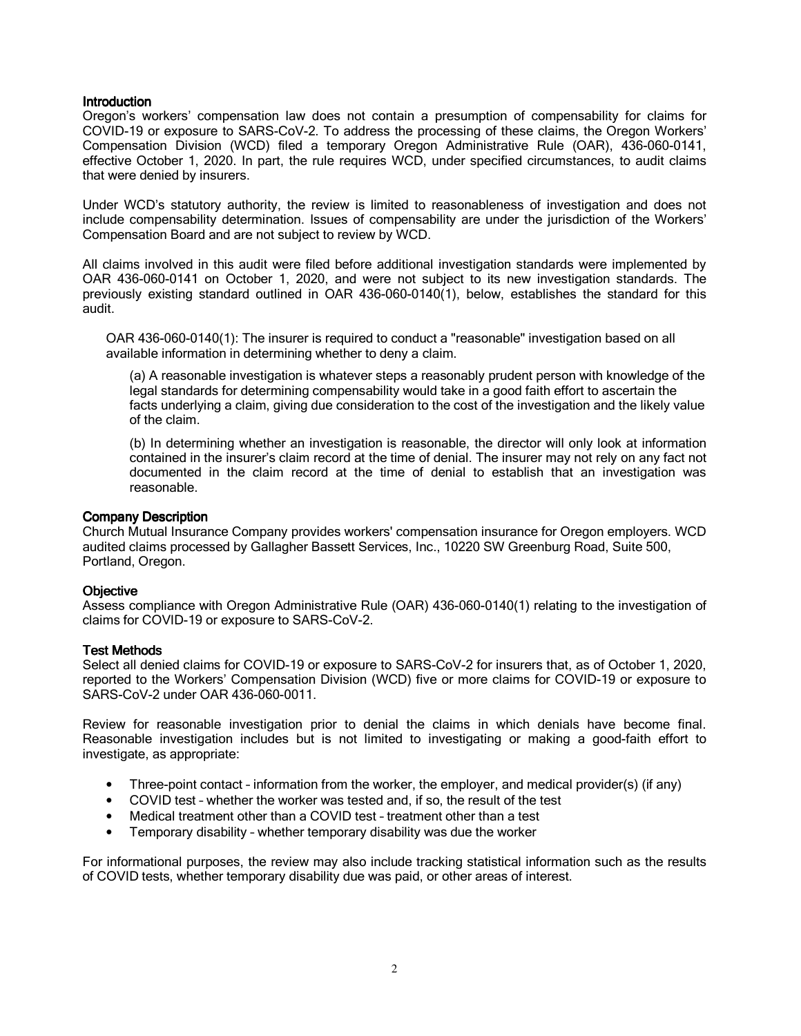## Introduction

Oregon's workers' compensation law does not contain a presumption of compensability for claims for COVID-19 or exposure to SARS-CoV-2. To address the processing of these claims, the Oregon Workers' Compensation Division (WCD) filed a temporary Oregon Administrative Rule (OAR), 436-060-0141, effective October 1, 2020. In part, the rule requires WCD, under specified circumstances, to audit claims that were denied by insurers.

Under WCD's statutory authority, the review is limited to reasonableness of investigation and does not include compensability determination. Issues of compensability are under the jurisdiction of the Workers' Compensation Board and are not subject to review by WCD.

All claims involved in this audit were filed before additional investigation standards were implemented by OAR 436-060-0141 on October 1, 2020, and were not subject to its new investigation standards. The previously existing standard outlined in OAR 436-060-0140(1), below, establishes the standard for this audit.

> OAR 436-060-0140(1): The insurer is required to conduct a "reasonable" investigation based on all available information in determining whether to deny a claim.
>
> > (a) A reasonable investigation is whatever steps a reasonably prudent person with knowledge of the legal standards for determining compensability would take in a good faith effort to ascertain the facts underlying a claim, giving due consideration to the cost of the investigation and the likely value of the claim.
> >
> > (b) In determining whether an investigation is reasonable, the director will only look at information contained in the insurer's claim record at the time of denial. The insurer may not rely on any fact not documented in the claim record at the time of denial to establish that an investigation was reasonable.

## Company Description

Church Mutual Insurance Company provides workers' compensation insurance for Oregon employers. WCD audited claims processed by Gallagher Bassett Services, Inc., 10220 SW Greenburg Road, Suite 500, Portland, Oregon.

## Objective

Assess compliance with Oregon Administrative Rule (OAR) 436-060-0140(1) relating to the investigation of claims for COVID-19 or exposure to SARS-CoV-2.

## Test Methods

Select all denied claims for COVID-19 or exposure to SARS-CoV-2 for insurers that, as of October 1, 2020, reported to the Workers' Compensation Division (WCD) five or more claims for COVID-19 or exposure to SARS-CoV-2 under OAR 436-060-0011.

Review for reasonable investigation prior to denial the claims in which denials have become final. Reasonable investigation includes but is not limited to investigating or making a good-faith effort to investigate, as appropriate:

- Three-point contact – information from the worker, the employer, and medical provider(s) (if any)
- COVID test – whether the worker was tested and, if so, the result of the test
- Medical treatment other than a COVID test – treatment other than a test
- Temporary disability – whether temporary disability was due the worker

For informational purposes, the review may also include tracking statistical information such as the results of COVID tests, whether temporary disability due was paid, or other areas of interest.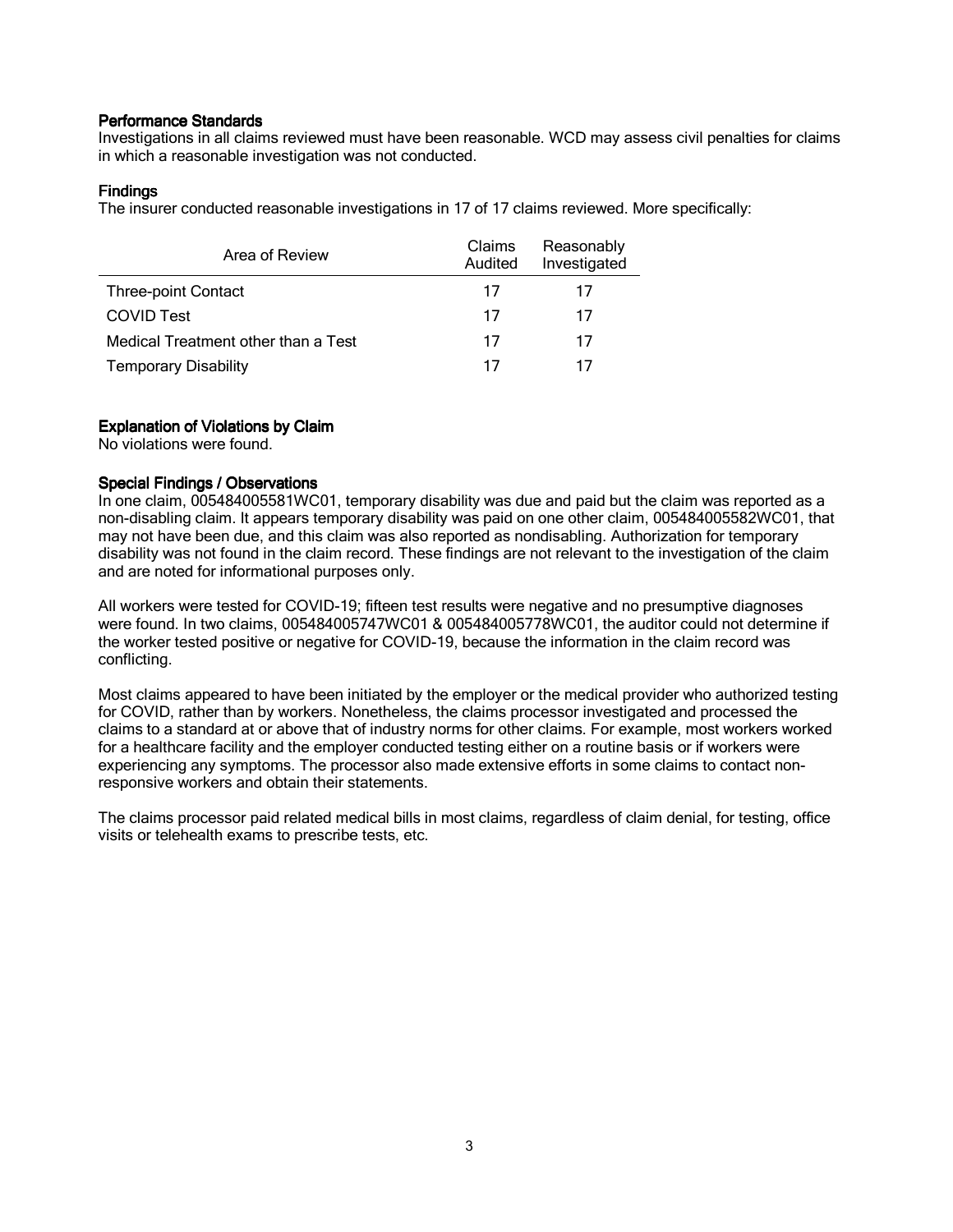### Performance Standards

Investigations in all claims reviewed must have been reasonable. WCD may assess civil penalties for claims in which a reasonable investigation was not conducted.

### Findings

The insurer conducted reasonable investigations in 17 of 17 claims reviewed. More specifically:

| Area of Review | Claims Audited | Reasonably Investigated |
|---|---|---|
| Three-point Contact | 17 | 17 |
| COVID Test | 17 | 17 |
| Medical Treatment other than a Test | 17 | 17 |
| Temporary Disability | 17 | 17 |

### Explanation of Violations by Claim

No violations were found.

### Special Findings / Observations

In one claim, 005484005581WC01, temporary disability was due and paid but the claim was reported as a non-disabling claim. It appears temporary disability was paid on one other claim, 005484005582WC01, that may not have been due, and this claim was also reported as nondisabling. Authorization for temporary disability was not found in the claim record. These findings are not relevant to the investigation of the claim and are noted for informational purposes only.

All workers were tested for COVID-19; fifteen test results were negative and no presumptive diagnoses were found. In two claims, 005484005747WC01 & 005484005778WC01, the auditor could not determine if the worker tested positive or negative for COVID-19, because the information in the claim record was conflicting.

Most claims appeared to have been initiated by the employer or the medical provider who authorized testing for COVID, rather than by workers. Nonetheless, the claims processor investigated and processed the claims to a standard at or above that of industry norms for other claims. For example, most workers worked for a healthcare facility and the employer conducted testing either on a routine basis or if workers were experiencing any symptoms. The processor also made extensive efforts in some claims to contact non-responsive workers and obtain their statements.

The claims processor paid related medical bills in most claims, regardless of claim denial, for testing, office visits or telehealth exams to prescribe tests, etc.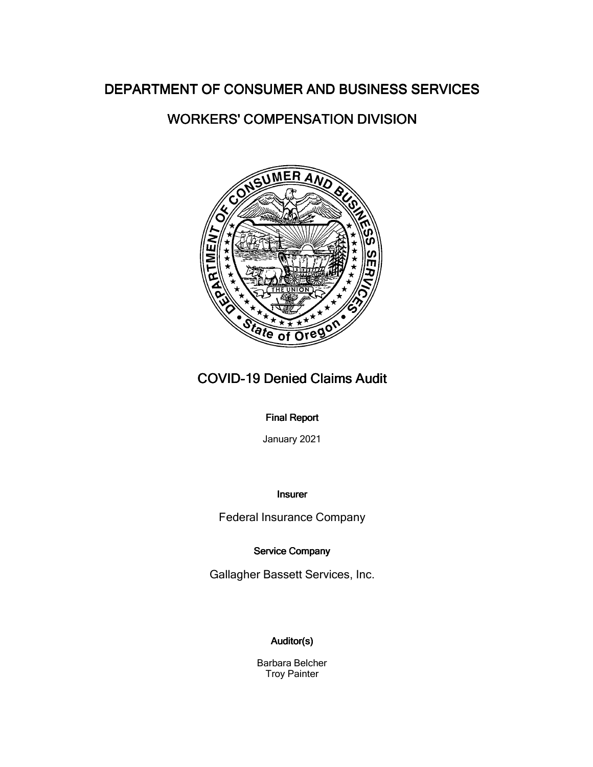# DEPARTMENT OF CONSUMER AND BUSINESS SERVICES

## WORKERS' COMPENSATION DIVISION

# COVID-19 Denied Claims Audit

**Final Report**

January 2021

**Insurer**

Federal Insurance Company

**Service Company**

Gallagher Bassett Services, Inc.

**Auditor(s)**

Barbara Belcher
Troy Painter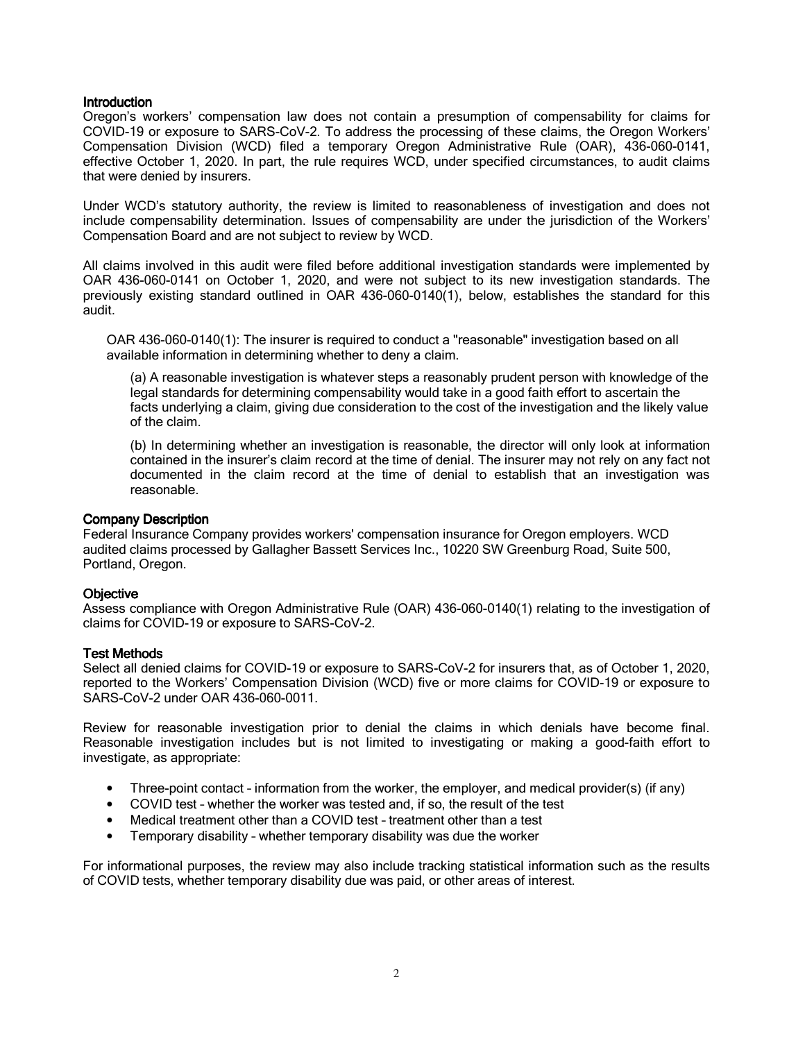## Introduction

Oregon's workers' compensation law does not contain a presumption of compensability for claims for COVID-19 or exposure to SARS-CoV-2. To address the processing of these claims, the Oregon Workers' Compensation Division (WCD) filed a temporary Oregon Administrative Rule (OAR), 436-060-0141, effective October 1, 2020. In part, the rule requires WCD, under specified circumstances, to audit claims that were denied by insurers.

Under WCD's statutory authority, the review is limited to reasonableness of investigation and does not include compensability determination. Issues of compensability are under the jurisdiction of the Workers' Compensation Board and are not subject to review by WCD.

All claims involved in this audit were filed before additional investigation standards were implemented by OAR 436-060-0141 on October 1, 2020, and were not subject to its new investigation standards. The previously existing standard outlined in OAR 436-060-0140(1), below, establishes the standard for this audit.

> OAR 436-060-0140(1): The insurer is required to conduct a "reasonable" investigation based on all available information in determining whether to deny a claim.
>
> (a) A reasonable investigation is whatever steps a reasonably prudent person with knowledge of the legal standards for determining compensability would take in a good faith effort to ascertain the facts underlying a claim, giving due consideration to the cost of the investigation and the likely value of the claim.
>
> (b) In determining whether an investigation is reasonable, the director will only look at information contained in the insurer's claim record at the time of denial. The insurer may not rely on any fact not documented in the claim record at the time of denial to establish that an investigation was reasonable.

## Company Description

Federal Insurance Company provides workers' compensation insurance for Oregon employers. WCD audited claims processed by Gallagher Bassett Services Inc., 10220 SW Greenburg Road, Suite 500, Portland, Oregon.

## Objective

Assess compliance with Oregon Administrative Rule (OAR) 436-060-0140(1) relating to the investigation of claims for COVID-19 or exposure to SARS-CoV-2.

## Test Methods

Select all denied claims for COVID-19 or exposure to SARS-CoV-2 for insurers that, as of October 1, 2020, reported to the Workers' Compensation Division (WCD) five or more claims for COVID-19 or exposure to SARS-CoV-2 under OAR 436-060-0011.

Review for reasonable investigation prior to denial the claims in which denials have become final. Reasonable investigation includes but is not limited to investigating or making a good-faith effort to investigate, as appropriate:

- Three-point contact – information from the worker, the employer, and medical provider(s) (if any)
- COVID test – whether the worker was tested and, if so, the result of the test
- Medical treatment other than a COVID test – treatment other than a test
- Temporary disability – whether temporary disability was due the worker

For informational purposes, the review may also include tracking statistical information such as the results of COVID tests, whether temporary disability due was paid, or other areas of interest.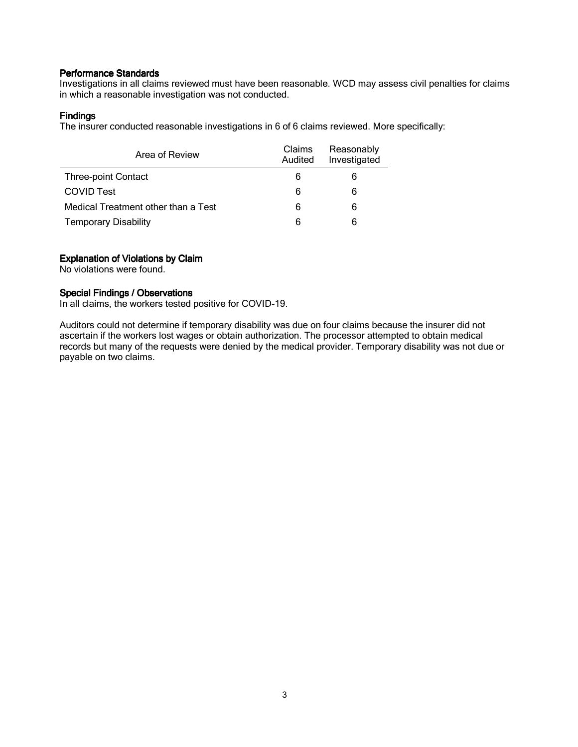### Performance Standards

Investigations in all claims reviewed must have been reasonable. WCD may assess civil penalties for claims in which a reasonable investigation was not conducted.

### Findings

The insurer conducted reasonable investigations in 6 of 6 claims reviewed. More specifically:

| Area of Review | Claims Audited | Reasonably Investigated |
|---|---|---|
| Three-point Contact | 6 | 6 |
| COVID Test | 6 | 6 |
| Medical Treatment other than a Test | 6 | 6 |
| Temporary Disability | 6 | 6 |

### Explanation of Violations by Claim

No violations were found.

### Special Findings / Observations

In all claims, the workers tested positive for COVID-19.

Auditors could not determine if temporary disability was due on four claims because the insurer did not ascertain if the workers lost wages or obtain authorization. The processor attempted to obtain medical records but many of the requests were denied by the medical provider. Temporary disability was not due or payable on two claims.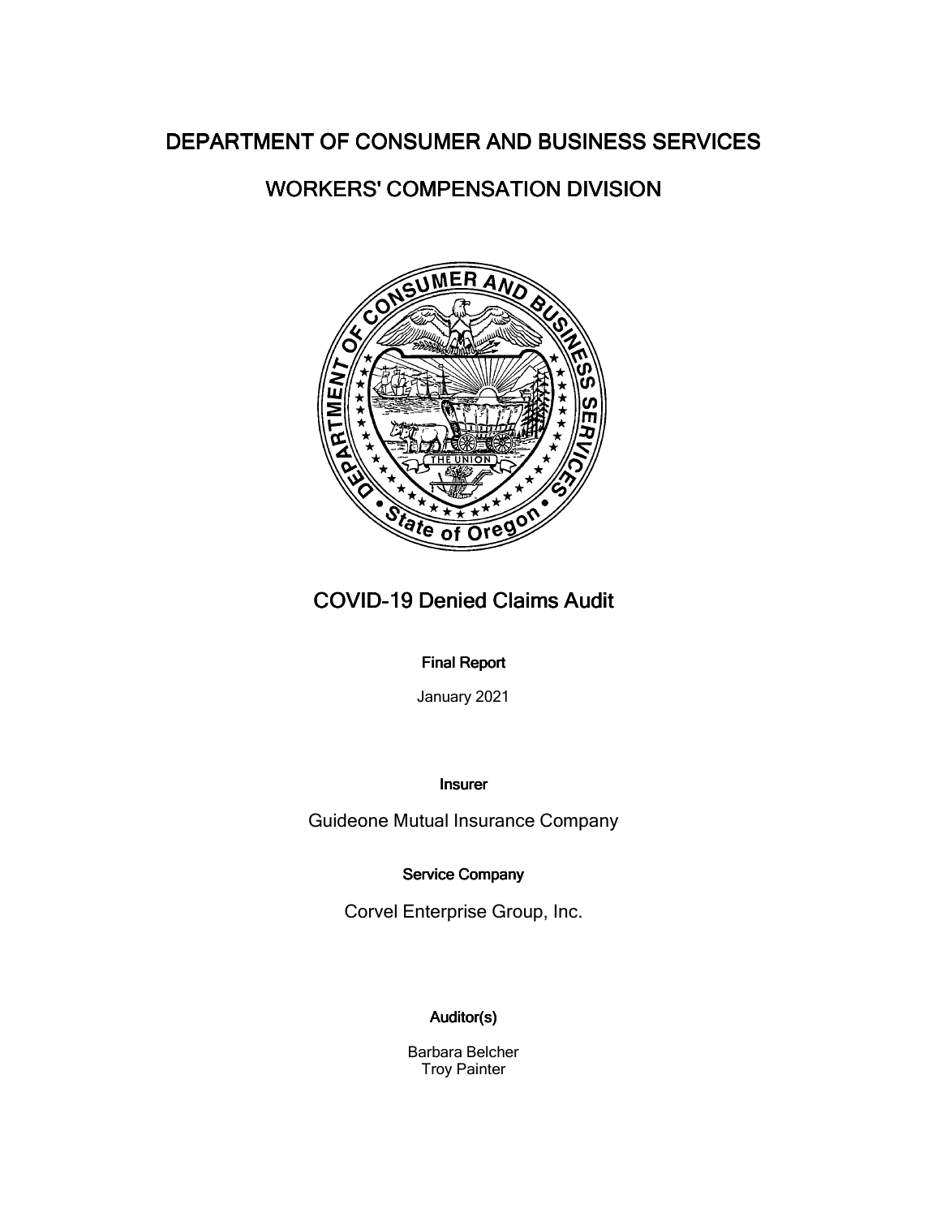# DEPARTMENT OF CONSUMER AND BUSINESS SERVICES

## WORKERS' COMPENSATION DIVISION

# COVID-19 Denied Claims Audit

**Final Report**

January 2021

**Insurer**

Guideone Mutual Insurance Company

**Service Company**

Corvel Enterprise Group, Inc.

**Auditor(s)**

Barbara Belcher
Troy Painter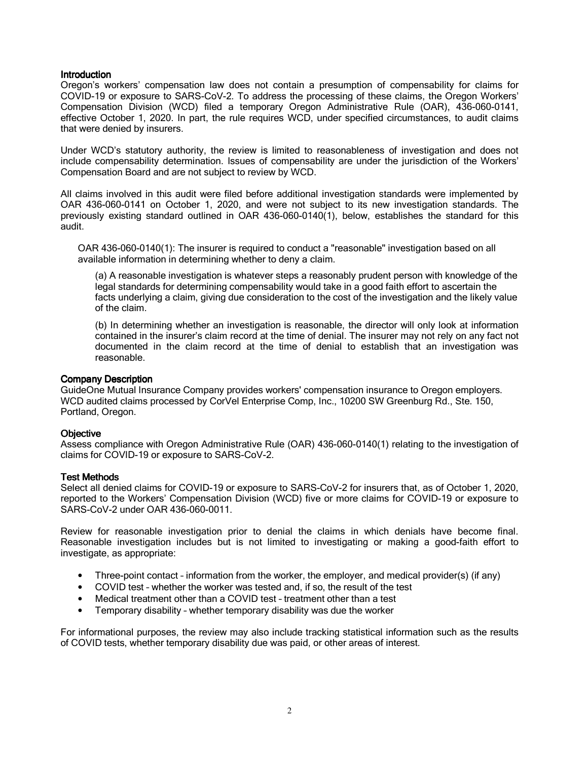### Introduction

Oregon's workers' compensation law does not contain a presumption of compensability for claims for COVID-19 or exposure to SARS-CoV-2. To address the processing of these claims, the Oregon Workers' Compensation Division (WCD) filed a temporary Oregon Administrative Rule (OAR), 436-060-0141, effective October 1, 2020. In part, the rule requires WCD, under specified circumstances, to audit claims that were denied by insurers.

Under WCD's statutory authority, the review is limited to reasonableness of investigation and does not include compensability determination. Issues of compensability are under the jurisdiction of the Workers' Compensation Board and are not subject to review by WCD.

All claims involved in this audit were filed before additional investigation standards were implemented by OAR 436-060-0141 on October 1, 2020, and were not subject to its new investigation standards. The previously existing standard outlined in OAR 436-060-0140(1), below, establishes the standard for this audit.

> OAR 436-060-0140(1): The insurer is required to conduct a "reasonable" investigation based on all available information in determining whether to deny a claim.
>
> (a) A reasonable investigation is whatever steps a reasonably prudent person with knowledge of the legal standards for determining compensability would take in a good faith effort to ascertain the facts underlying a claim, giving due consideration to the cost of the investigation and the likely value of the claim.
>
> (b) In determining whether an investigation is reasonable, the director will only look at information contained in the insurer's claim record at the time of denial. The insurer may not rely on any fact not documented in the claim record at the time of denial to establish that an investigation was reasonable.

### Company Description

GuideOne Mutual Insurance Company provides workers' compensation insurance to Oregon employers. WCD audited claims processed by CorVel Enterprise Comp, Inc., 10200 SW Greenburg Rd., Ste. 150, Portland, Oregon.

### Objective

Assess compliance with Oregon Administrative Rule (OAR) 436-060-0140(1) relating to the investigation of claims for COVID-19 or exposure to SARS-CoV-2.

### Test Methods

Select all denied claims for COVID-19 or exposure to SARS-CoV-2 for insurers that, as of October 1, 2020, reported to the Workers' Compensation Division (WCD) five or more claims for COVID-19 or exposure to SARS-CoV-2 under OAR 436-060-0011.

Review for reasonable investigation prior to denial the claims in which denials have become final. Reasonable investigation includes but is not limited to investigating or making a good-faith effort to investigate, as appropriate:

- Three-point contact – information from the worker, the employer, and medical provider(s) (if any)
- COVID test – whether the worker was tested and, if so, the result of the test
- Medical treatment other than a COVID test – treatment other than a test
- Temporary disability – whether temporary disability was due the worker

For informational purposes, the review may also include tracking statistical information such as the results of COVID tests, whether temporary disability due was paid, or other areas of interest.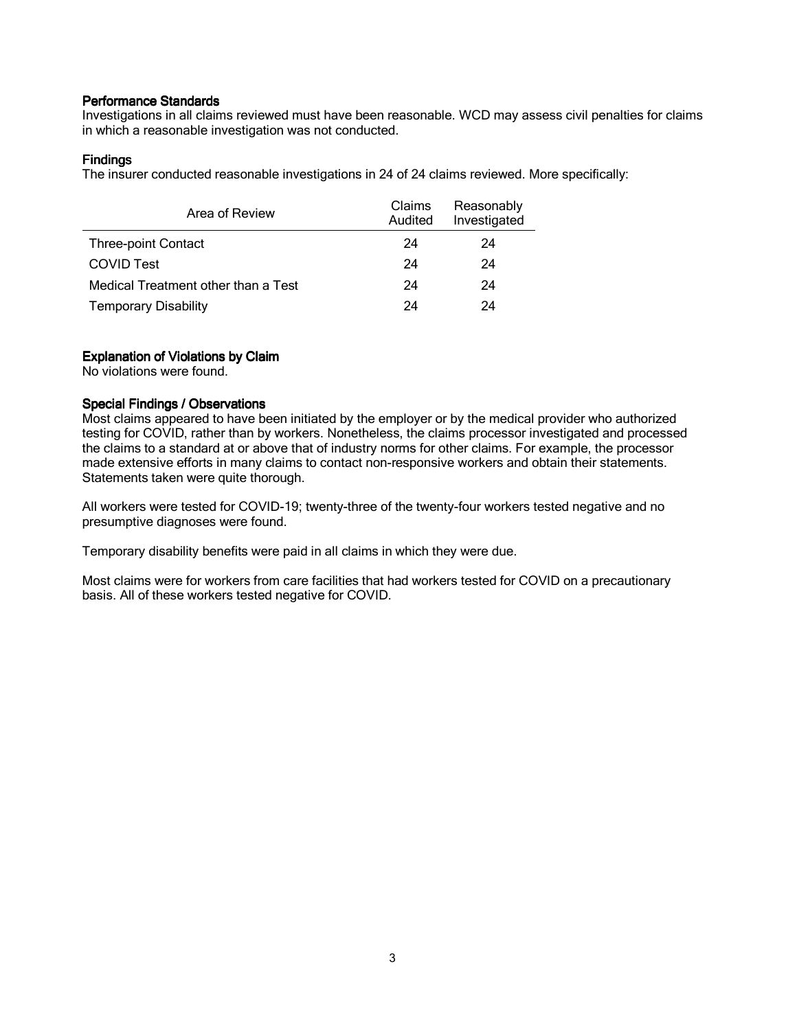### Performance Standards

Investigations in all claims reviewed must have been reasonable. WCD may assess civil penalties for claims in which a reasonable investigation was not conducted.

### Findings

The insurer conducted reasonable investigations in 24 of 24 claims reviewed. More specifically:

| Area of Review | Claims Audited | Reasonably Investigated |
|---|---|---|
| Three-point Contact | 24 | 24 |
| COVID Test | 24 | 24 |
| Medical Treatment other than a Test | 24 | 24 |
| Temporary Disability | 24 | 24 |

### Explanation of Violations by Claim

No violations were found.

### Special Findings / Observations

Most claims appeared to have been initiated by the employer or by the medical provider who authorized testing for COVID, rather than by workers. Nonetheless, the claims processor investigated and processed the claims to a standard at or above that of industry norms for other claims. For example, the processor made extensive efforts in many claims to contact non-responsive workers and obtain their statements. Statements taken were quite thorough.

All workers were tested for COVID-19; twenty-three of the twenty-four workers tested negative and no presumptive diagnoses were found.

Temporary disability benefits were paid in all claims in which they were due.

Most claims were for workers from care facilities that had workers tested for COVID on a precautionary basis. All of these workers tested negative for COVID.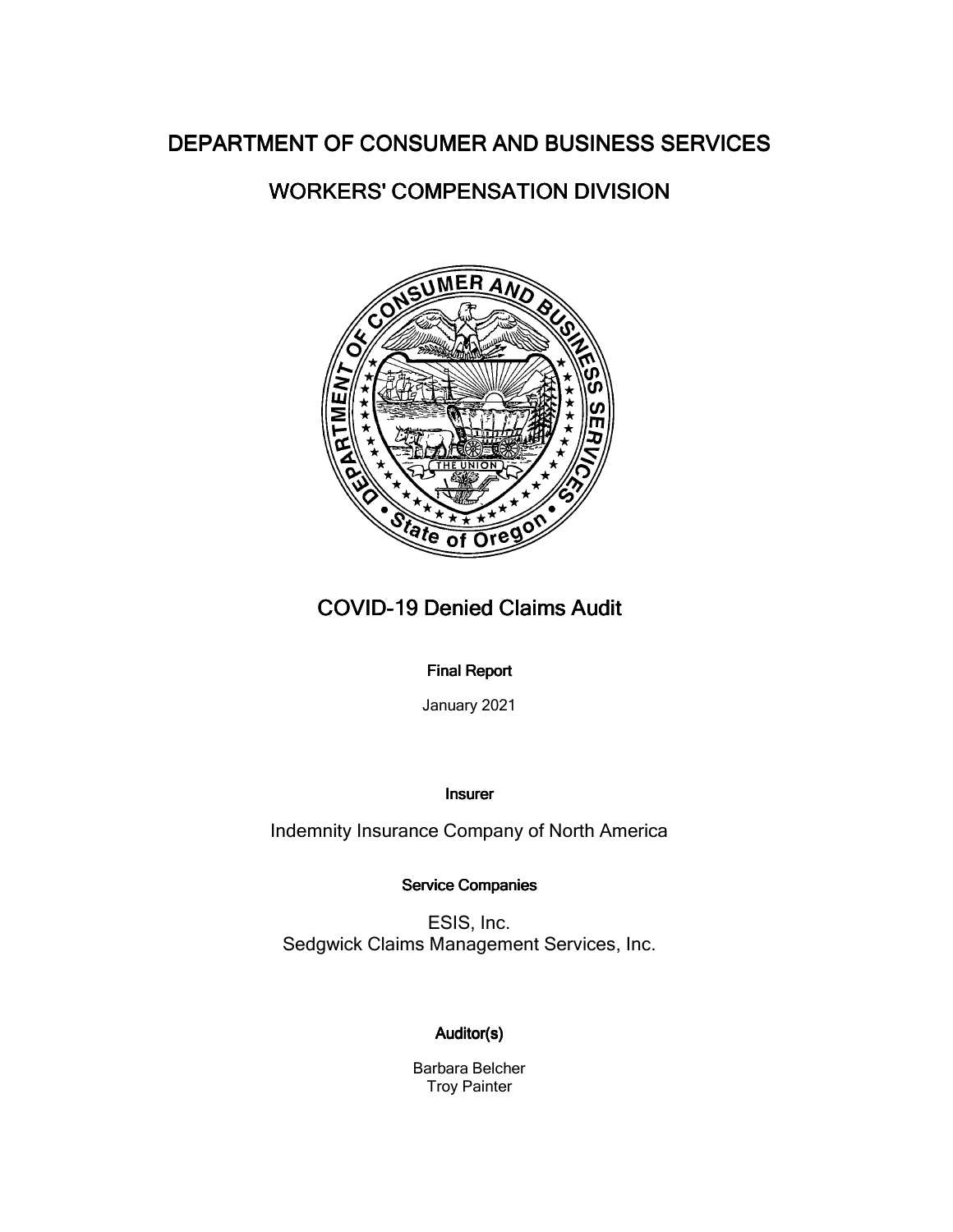# DEPARTMENT OF CONSUMER AND BUSINESS SERVICES

## WORKERS' COMPENSATION DIVISION

# COVID-19 Denied Claims Audit

**Final Report**

January 2021

**Insurer**

Indemnity Insurance Company of North America

**Service Companies**

ESIS, Inc.
Sedgwick Claims Management Services, Inc.

**Auditor(s)**

Barbara Belcher
Troy Painter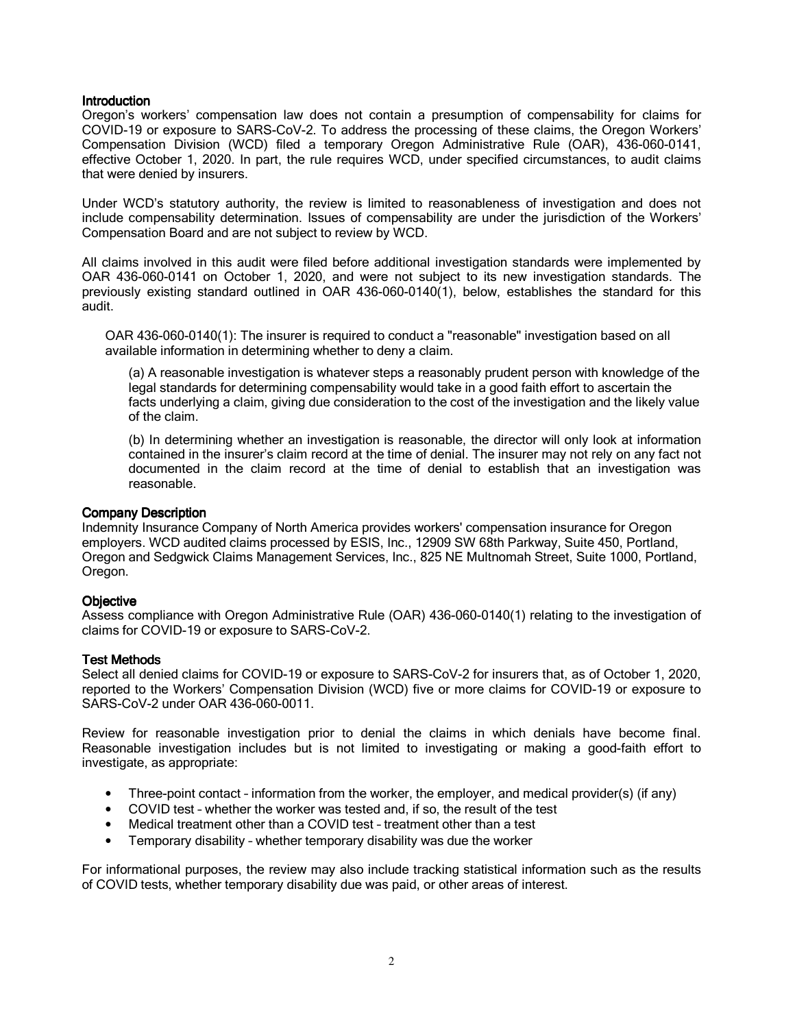## Introduction

Oregon's workers' compensation law does not contain a presumption of compensability for claims for COVID-19 or exposure to SARS-CoV-2. To address the processing of these claims, the Oregon Workers' Compensation Division (WCD) filed a temporary Oregon Administrative Rule (OAR), 436-060-0141, effective October 1, 2020. In part, the rule requires WCD, under specified circumstances, to audit claims that were denied by insurers.

Under WCD's statutory authority, the review is limited to reasonableness of investigation and does not include compensability determination. Issues of compensability are under the jurisdiction of the Workers' Compensation Board and are not subject to review by WCD.

All claims involved in this audit were filed before additional investigation standards were implemented by OAR 436-060-0141 on October 1, 2020, and were not subject to its new investigation standards. The previously existing standard outlined in OAR 436-060-0140(1), below, establishes the standard for this audit.

> OAR 436-060-0140(1): The insurer is required to conduct a "reasonable" investigation based on all available information in determining whether to deny a claim.
>
> (a) A reasonable investigation is whatever steps a reasonably prudent person with knowledge of the legal standards for determining compensability would take in a good faith effort to ascertain the facts underlying a claim, giving due consideration to the cost of the investigation and the likely value of the claim.
>
> (b) In determining whether an investigation is reasonable, the director will only look at information contained in the insurer's claim record at the time of denial. The insurer may not rely on any fact not documented in the claim record at the time of denial to establish that an investigation was reasonable.

## Company Description

Indemnity Insurance Company of North America provides workers' compensation insurance for Oregon employers. WCD audited claims processed by ESIS, Inc., 12909 SW 68th Parkway, Suite 450, Portland, Oregon and Sedgwick Claims Management Services, Inc., 825 NE Multnomah Street, Suite 1000, Portland, Oregon.

## Objective

Assess compliance with Oregon Administrative Rule (OAR) 436-060-0140(1) relating to the investigation of claims for COVID-19 or exposure to SARS-CoV-2.

## Test Methods

Select all denied claims for COVID-19 or exposure to SARS-CoV-2 for insurers that, as of October 1, 2020, reported to the Workers' Compensation Division (WCD) five or more claims for COVID-19 or exposure to SARS-CoV-2 under OAR 436-060-0011.

Review for reasonable investigation prior to denial the claims in which denials have become final. Reasonable investigation includes but is not limited to investigating or making a good-faith effort to investigate, as appropriate:

- Three-point contact – information from the worker, the employer, and medical provider(s) (if any)
- COVID test – whether the worker was tested and, if so, the result of the test
- Medical treatment other than a COVID test – treatment other than a test
- Temporary disability – whether temporary disability was due the worker

For informational purposes, the review may also include tracking statistical information such as the results of COVID tests, whether temporary disability due was paid, or other areas of interest.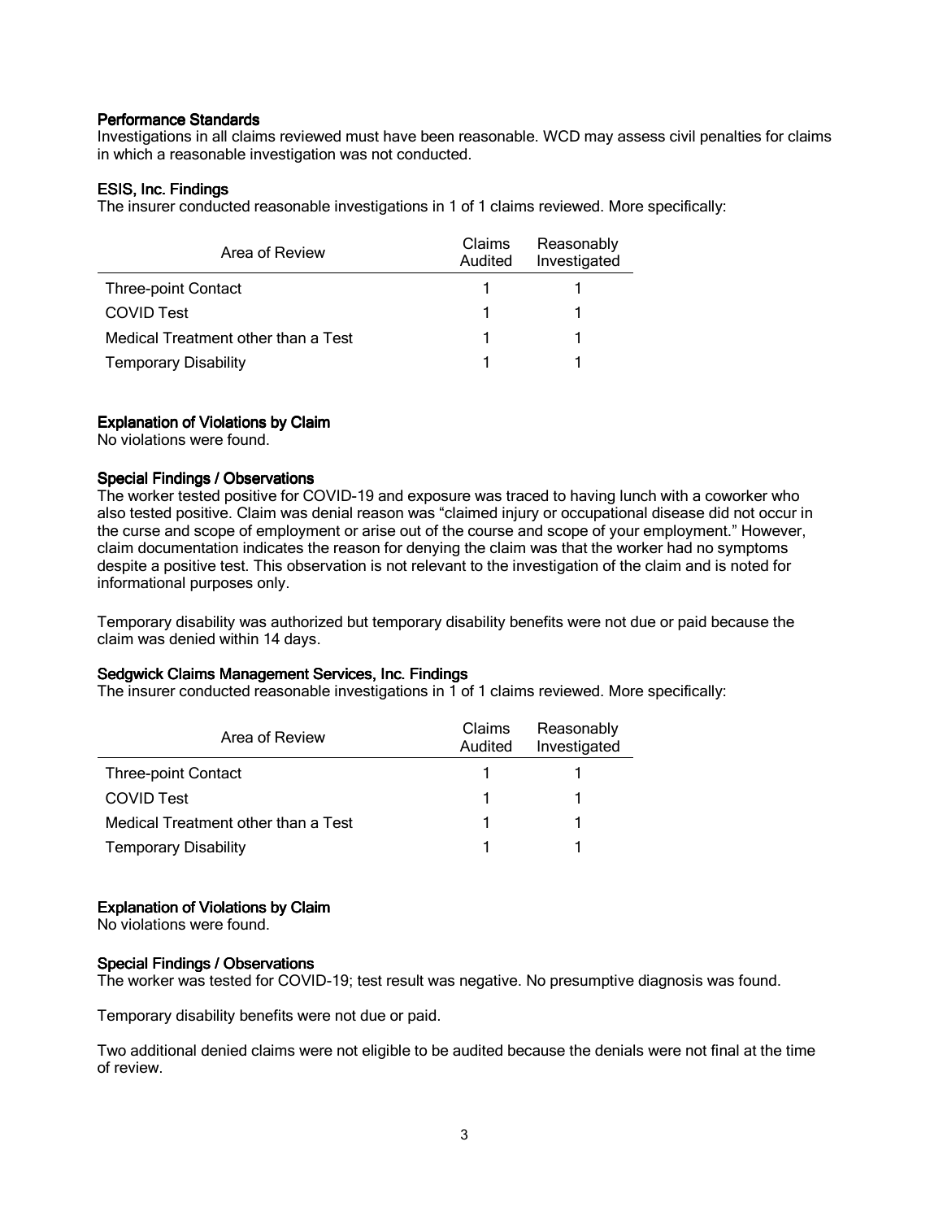### Performance Standards

Investigations in all claims reviewed must have been reasonable. WCD may assess civil penalties for claims in which a reasonable investigation was not conducted.

### ESIS, Inc. Findings

The insurer conducted reasonable investigations in 1 of 1 claims reviewed. More specifically:

| Area of Review | Claims Audited | Reasonably Investigated |
|---|---|---|
| Three-point Contact | 1 | 1 |
| COVID Test | 1 | 1 |
| Medical Treatment other than a Test | 1 | 1 |
| Temporary Disability | 1 | 1 |

### Explanation of Violations by Claim

No violations were found.

### Special Findings / Observations

The worker tested positive for COVID-19 and exposure was traced to having lunch with a coworker who also tested positive. Claim was denial reason was “claimed injury or occupational disease did not occur in the curse and scope of employment or arise out of the course and scope of your employment.” However, claim documentation indicates the reason for denying the claim was that the worker had no symptoms despite a positive test. This observation is not relevant to the investigation of the claim and is noted for informational purposes only.

Temporary disability was authorized but temporary disability benefits were not due or paid because the claim was denied within 14 days.

### Sedgwick Claims Management Services, Inc. Findings

The insurer conducted reasonable investigations in 1 of 1 claims reviewed. More specifically:

| Area of Review | Claims Audited | Reasonably Investigated |
|---|---|---|
| Three-point Contact | 1 | 1 |
| COVID Test | 1 | 1 |
| Medical Treatment other than a Test | 1 | 1 |
| Temporary Disability | 1 | 1 |

### Explanation of Violations by Claim

No violations were found.

### Special Findings / Observations

The worker was tested for COVID-19; test result was negative. No presumptive diagnosis was found.

Temporary disability benefits were not due or paid.

Two additional denied claims were not eligible to be audited because the denials were not final at the time of review.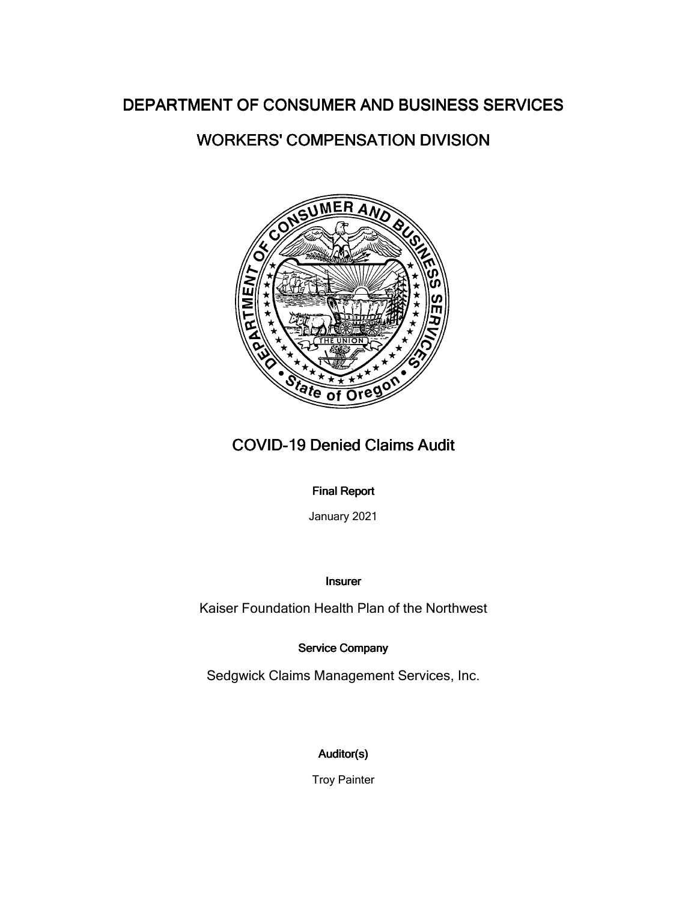# DEPARTMENT OF CONSUMER AND BUSINESS SERVICES

## WORKERS' COMPENSATION DIVISION

## COVID-19 Denied Claims Audit

**Final Report**

January 2021

**Insurer**

Kaiser Foundation Health Plan of the Northwest

**Service Company**

Sedgwick Claims Management Services, Inc.

**Auditor(s)**

Troy Painter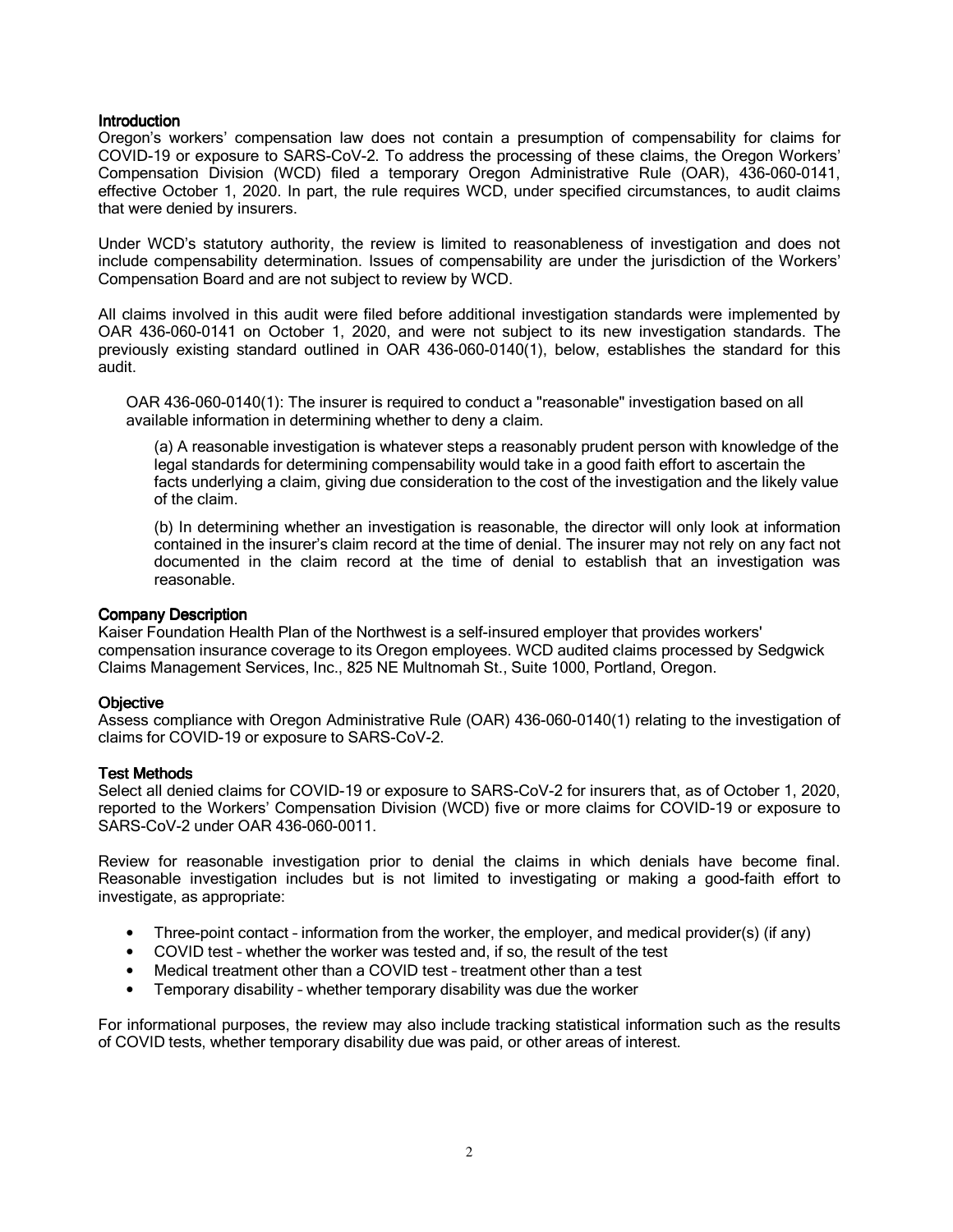### Introduction

Oregon's workers' compensation law does not contain a presumption of compensability for claims for COVID-19 or exposure to SARS-CoV-2. To address the processing of these claims, the Oregon Workers' Compensation Division (WCD) filed a temporary Oregon Administrative Rule (OAR), 436-060-0141, effective October 1, 2020. In part, the rule requires WCD, under specified circumstances, to audit claims that were denied by insurers.

Under WCD's statutory authority, the review is limited to reasonableness of investigation and does not include compensability determination. Issues of compensability are under the jurisdiction of the Workers' Compensation Board and are not subject to review by WCD.

All claims involved in this audit were filed before additional investigation standards were implemented by OAR 436-060-0141 on October 1, 2020, and were not subject to its new investigation standards. The previously existing standard outlined in OAR 436-060-0140(1), below, establishes the standard for this audit.

> OAR 436-060-0140(1): The insurer is required to conduct a "reasonable" investigation based on all available information in determining whether to deny a claim.
>
> (a) A reasonable investigation is whatever steps a reasonably prudent person with knowledge of the legal standards for determining compensability would take in a good faith effort to ascertain the facts underlying a claim, giving due consideration to the cost of the investigation and the likely value of the claim.
>
> (b) In determining whether an investigation is reasonable, the director will only look at information contained in the insurer's claim record at the time of denial. The insurer may not rely on any fact not documented in the claim record at the time of denial to establish that an investigation was reasonable.

### Company Description

Kaiser Foundation Health Plan of the Northwest is a self-insured employer that provides workers' compensation insurance coverage to its Oregon employees. WCD audited claims processed by Sedgwick Claims Management Services, Inc., 825 NE Multnomah St., Suite 1000, Portland, Oregon.

### Objective

Assess compliance with Oregon Administrative Rule (OAR) 436-060-0140(1) relating to the investigation of claims for COVID-19 or exposure to SARS-CoV-2.

### Test Methods

Select all denied claims for COVID-19 or exposure to SARS-CoV-2 for insurers that, as of October 1, 2020, reported to the Workers' Compensation Division (WCD) five or more claims for COVID-19 or exposure to SARS-CoV-2 under OAR 436-060-0011.

Review for reasonable investigation prior to denial the claims in which denials have become final. Reasonable investigation includes but is not limited to investigating or making a good-faith effort to investigate, as appropriate:

- Three-point contact – information from the worker, the employer, and medical provider(s) (if any)
- COVID test – whether the worker was tested and, if so, the result of the test
- Medical treatment other than a COVID test – treatment other than a test
- Temporary disability – whether temporary disability was due the worker

For informational purposes, the review may also include tracking statistical information such as the results of COVID tests, whether temporary disability due was paid, or other areas of interest.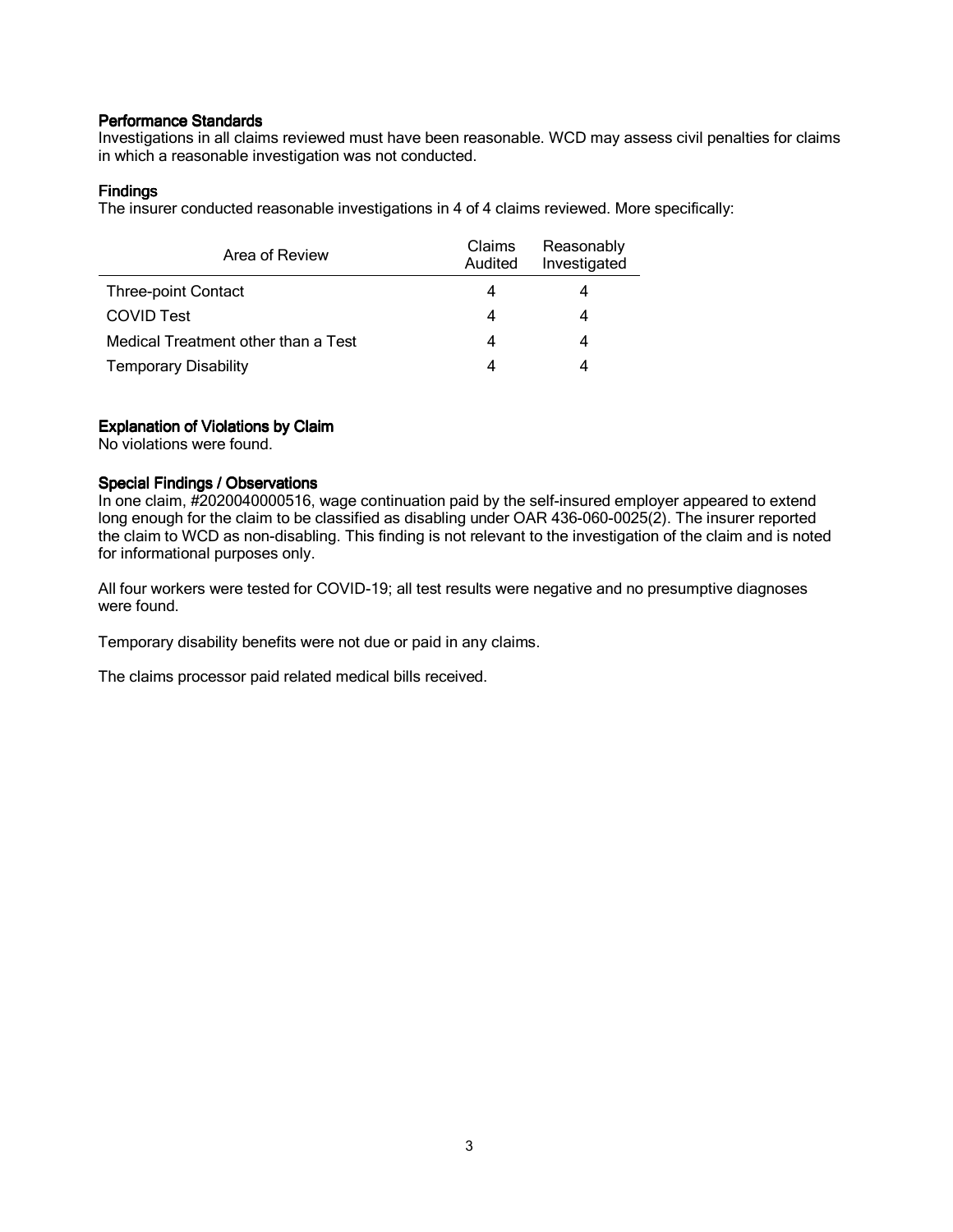### Performance Standards

Investigations in all claims reviewed must have been reasonable. WCD may assess civil penalties for claims in which a reasonable investigation was not conducted.

### Findings

The insurer conducted reasonable investigations in 4 of 4 claims reviewed. More specifically:

| Area of Review | Claims Audited | Reasonably Investigated |
|---|---|---|
| Three-point Contact | 4 | 4 |
| COVID Test | 4 | 4 |
| Medical Treatment other than a Test | 4 | 4 |
| Temporary Disability | 4 | 4 |

### Explanation of Violations by Claim

No violations were found.

### Special Findings / Observations

In one claim, #2020040000516, wage continuation paid by the self-insured employer appeared to extend long enough for the claim to be classified as disabling under OAR 436-060-0025(2). The insurer reported the claim to WCD as non-disabling. This finding is not relevant to the investigation of the claim and is noted for informational purposes only.

All four workers were tested for COVID-19; all test results were negative and no presumptive diagnoses were found.

Temporary disability benefits were not due or paid in any claims.

The claims processor paid related medical bills received.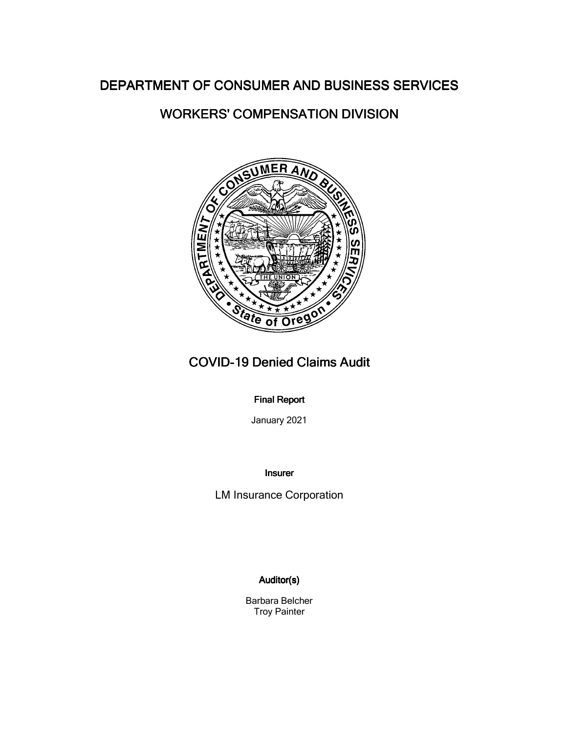# DEPARTMENT OF CONSUMER AND BUSINESS SERVICES

## WORKERS' COMPENSATION DIVISION

# COVID-19 Denied Claims Audit

**Final Report**

January 2021

**Insurer**

LM Insurance Corporation

**Auditor(s)**

Barbara Belcher
Troy Painter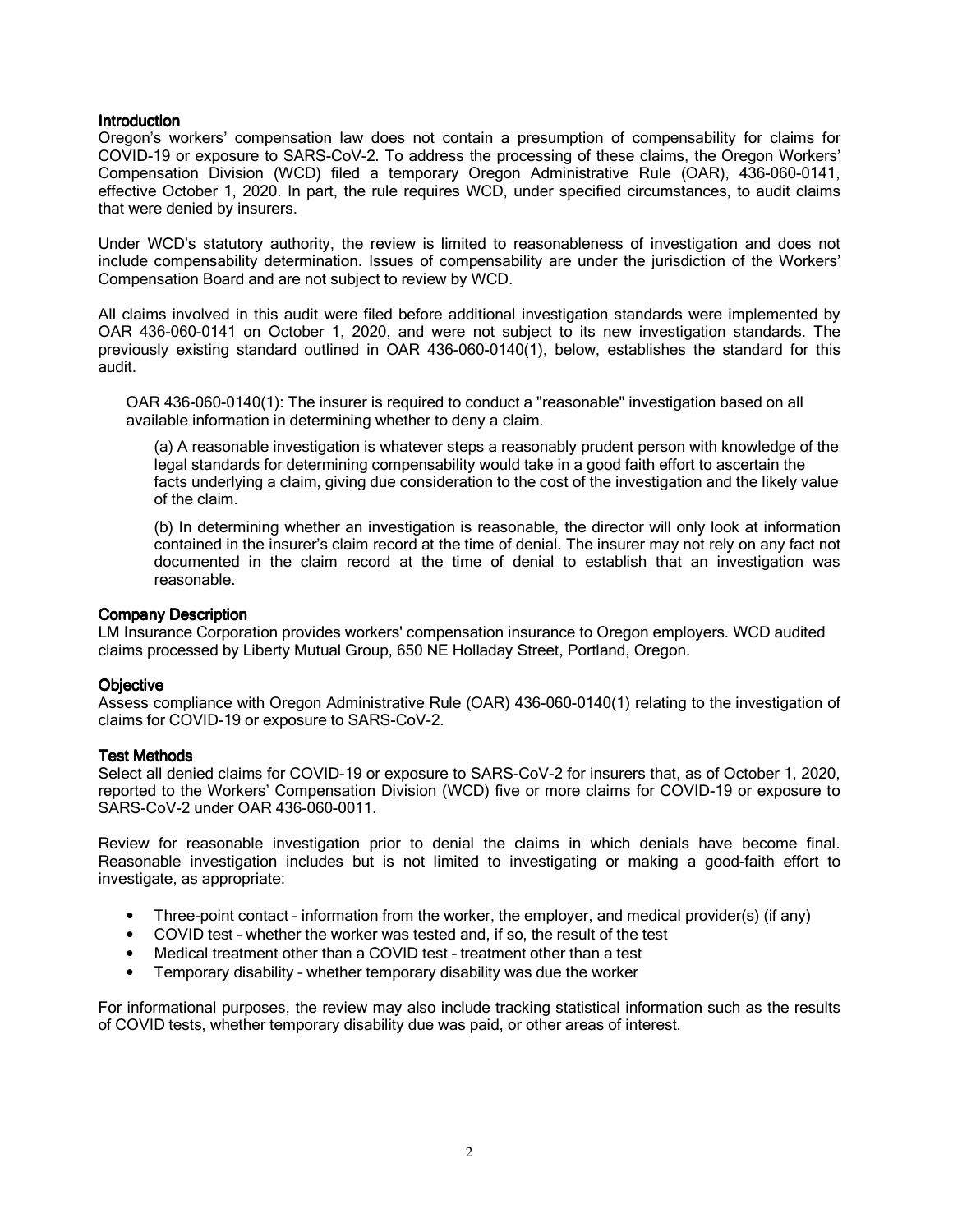### Introduction

Oregon's workers' compensation law does not contain a presumption of compensability for claims for COVID-19 or exposure to SARS-CoV-2. To address the processing of these claims, the Oregon Workers' Compensation Division (WCD) filed a temporary Oregon Administrative Rule (OAR), 436-060-0141, effective October 1, 2020. In part, the rule requires WCD, under specified circumstances, to audit claims that were denied by insurers.

Under WCD's statutory authority, the review is limited to reasonableness of investigation and does not include compensability determination. Issues of compensability are under the jurisdiction of the Workers' Compensation Board and are not subject to review by WCD.

All claims involved in this audit were filed before additional investigation standards were implemented by OAR 436-060-0141 on October 1, 2020, and were not subject to its new investigation standards. The previously existing standard outlined in OAR 436-060-0140(1), below, establishes the standard for this audit.

> OAR 436-060-0140(1): The insurer is required to conduct a "reasonable" investigation based on all available information in determining whether to deny a claim.
>
> (a) A reasonable investigation is whatever steps a reasonably prudent person with knowledge of the legal standards for determining compensability would take in a good faith effort to ascertain the facts underlying a claim, giving due consideration to the cost of the investigation and the likely value of the claim.
>
> (b) In determining whether an investigation is reasonable, the director will only look at information contained in the insurer's claim record at the time of denial. The insurer may not rely on any fact not documented in the claim record at the time of denial to establish that an investigation was reasonable.

### Company Description

LM Insurance Corporation provides workers' compensation insurance to Oregon employers. WCD audited claims processed by Liberty Mutual Group, 650 NE Holladay Street, Portland, Oregon.

### Objective

Assess compliance with Oregon Administrative Rule (OAR) 436-060-0140(1) relating to the investigation of claims for COVID-19 or exposure to SARS-CoV-2.

### Test Methods

Select all denied claims for COVID-19 or exposure to SARS-CoV-2 for insurers that, as of October 1, 2020, reported to the Workers' Compensation Division (WCD) five or more claims for COVID-19 or exposure to SARS-CoV-2 under OAR 436-060-0011.

Review for reasonable investigation prior to denial the claims in which denials have become final. Reasonable investigation includes but is not limited to investigating or making a good-faith effort to investigate, as appropriate:

- Three-point contact – information from the worker, the employer, and medical provider(s) (if any)
- COVID test – whether the worker was tested and, if so, the result of the test
- Medical treatment other than a COVID test – treatment other than a test
- Temporary disability – whether temporary disability was due the worker

For informational purposes, the review may also include tracking statistical information such as the results of COVID tests, whether temporary disability due was paid, or other areas of interest.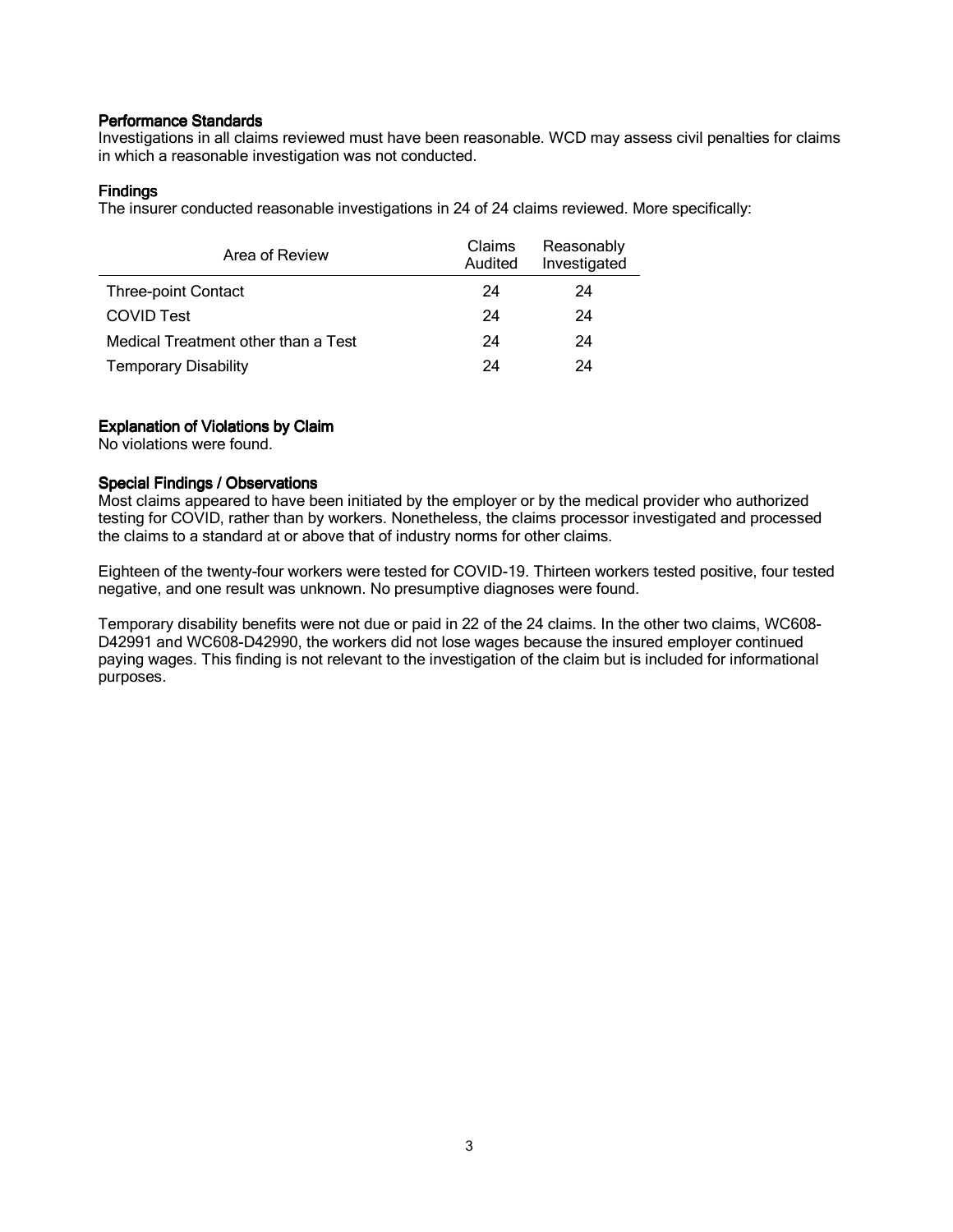### Performance Standards

Investigations in all claims reviewed must have been reasonable. WCD may assess civil penalties for claims in which a reasonable investigation was not conducted.

### Findings

The insurer conducted reasonable investigations in 24 of 24 claims reviewed. More specifically:

| Area of Review | Claims Audited | Reasonably Investigated |
|---|---|---|
| Three-point Contact | 24 | 24 |
| COVID Test | 24 | 24 |
| Medical Treatment other than a Test | 24 | 24 |
| Temporary Disability | 24 | 24 |

### Explanation of Violations by Claim

No violations were found.

### Special Findings / Observations

Most claims appeared to have been initiated by the employer or by the medical provider who authorized testing for COVID, rather than by workers. Nonetheless, the claims processor investigated and processed the claims to a standard at or above that of industry norms for other claims.

Eighteen of the twenty-four workers were tested for COVID-19. Thirteen workers tested positive, four tested negative, and one result was unknown. No presumptive diagnoses were found.

Temporary disability benefits were not due or paid in 22 of the 24 claims. In the other two claims, WC608-D42991 and WC608-D42990, the workers did not lose wages because the insured employer continued paying wages. This finding is not relevant to the investigation of the claim but is included for informational purposes.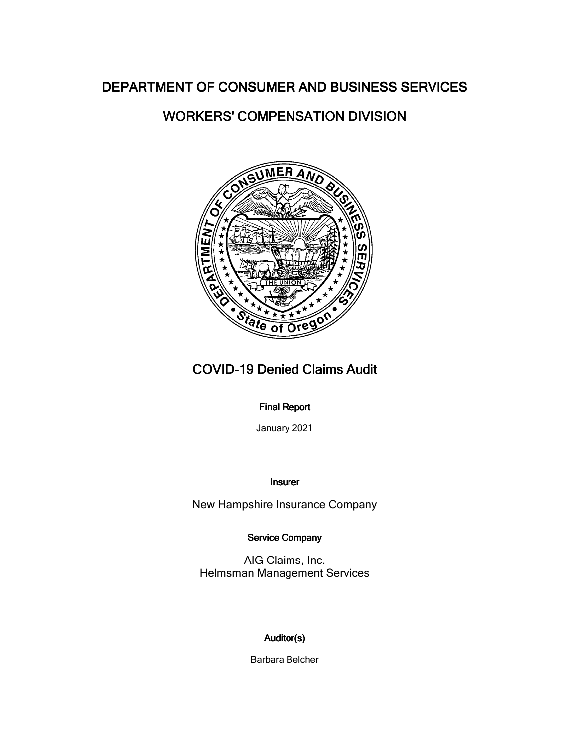# DEPARTMENT OF CONSUMER AND BUSINESS SERVICES

## WORKERS' COMPENSATION DIVISION

# COVID-19 Denied Claims Audit

**Final Report**

January 2021

**Insurer**

New Hampshire Insurance Company

**Service Company**

AIG Claims, Inc.
Helmsman Management Services

**Auditor(s)**

Barbara Belcher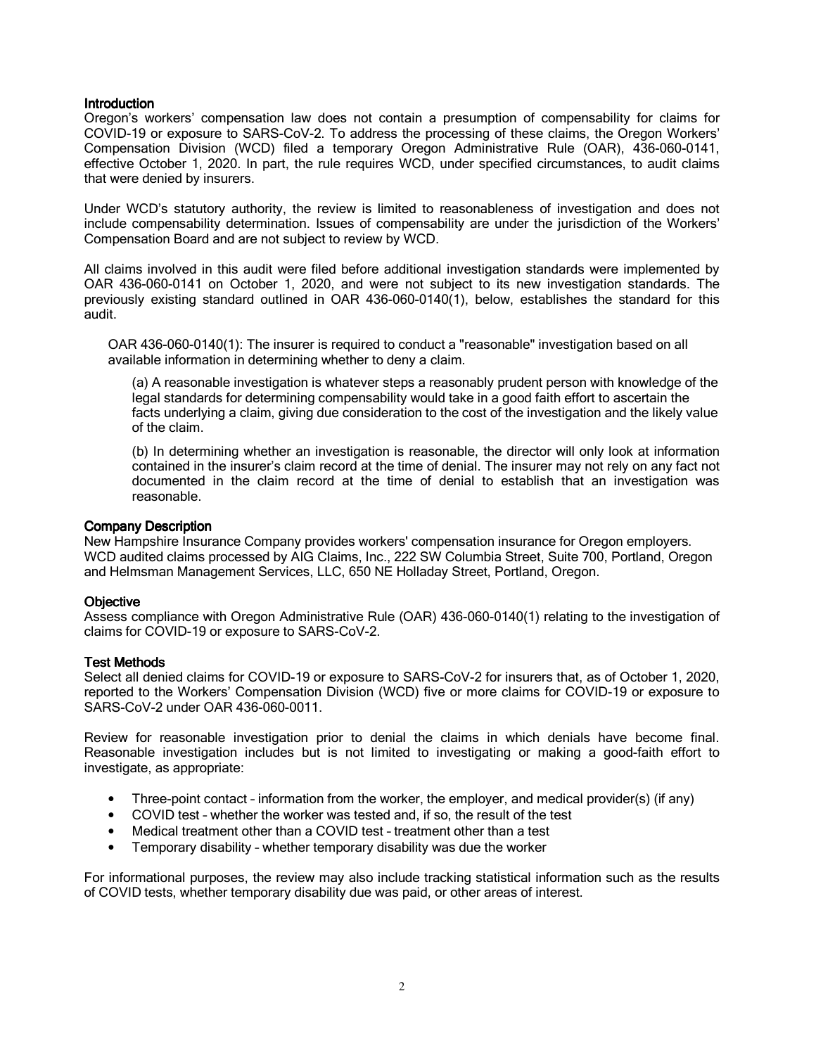## Introduction

Oregon's workers' compensation law does not contain a presumption of compensability for claims for COVID-19 or exposure to SARS-CoV-2. To address the processing of these claims, the Oregon Workers' Compensation Division (WCD) filed a temporary Oregon Administrative Rule (OAR), 436-060-0141, effective October 1, 2020. In part, the rule requires WCD, under specified circumstances, to audit claims that were denied by insurers.

Under WCD's statutory authority, the review is limited to reasonableness of investigation and does not include compensability determination. Issues of compensability are under the jurisdiction of the Workers' Compensation Board and are not subject to review by WCD.

All claims involved in this audit were filed before additional investigation standards were implemented by OAR 436-060-0141 on October 1, 2020, and were not subject to its new investigation standards. The previously existing standard outlined in OAR 436-060-0140(1), below, establishes the standard for this audit.

> OAR 436-060-0140(1): The insurer is required to conduct a "reasonable" investigation based on all available information in determining whether to deny a claim.
>
> (a) A reasonable investigation is whatever steps a reasonably prudent person with knowledge of the legal standards for determining compensability would take in a good faith effort to ascertain the facts underlying a claim, giving due consideration to the cost of the investigation and the likely value of the claim.
>
> (b) In determining whether an investigation is reasonable, the director will only look at information contained in the insurer's claim record at the time of denial. The insurer may not rely on any fact not documented in the claim record at the time of denial to establish that an investigation was reasonable.

## Company Description

New Hampshire Insurance Company provides workers' compensation insurance for Oregon employers. WCD audited claims processed by AIG Claims, Inc., 222 SW Columbia Street, Suite 700, Portland, Oregon and Helmsman Management Services, LLC, 650 NE Holladay Street, Portland, Oregon.

## Objective

Assess compliance with Oregon Administrative Rule (OAR) 436-060-0140(1) relating to the investigation of claims for COVID-19 or exposure to SARS-CoV-2.

## Test Methods

Select all denied claims for COVID-19 or exposure to SARS-CoV-2 for insurers that, as of October 1, 2020, reported to the Workers' Compensation Division (WCD) five or more claims for COVID-19 or exposure to SARS-CoV-2 under OAR 436-060-0011.

Review for reasonable investigation prior to denial the claims in which denials have become final. Reasonable investigation includes but is not limited to investigating or making a good-faith effort to investigate, as appropriate:

- Three-point contact – information from the worker, the employer, and medical provider(s) (if any)
- COVID test – whether the worker was tested and, if so, the result of the test
- Medical treatment other than a COVID test – treatment other than a test
- Temporary disability – whether temporary disability was due the worker

For informational purposes, the review may also include tracking statistical information such as the results of COVID tests, whether temporary disability due was paid, or other areas of interest.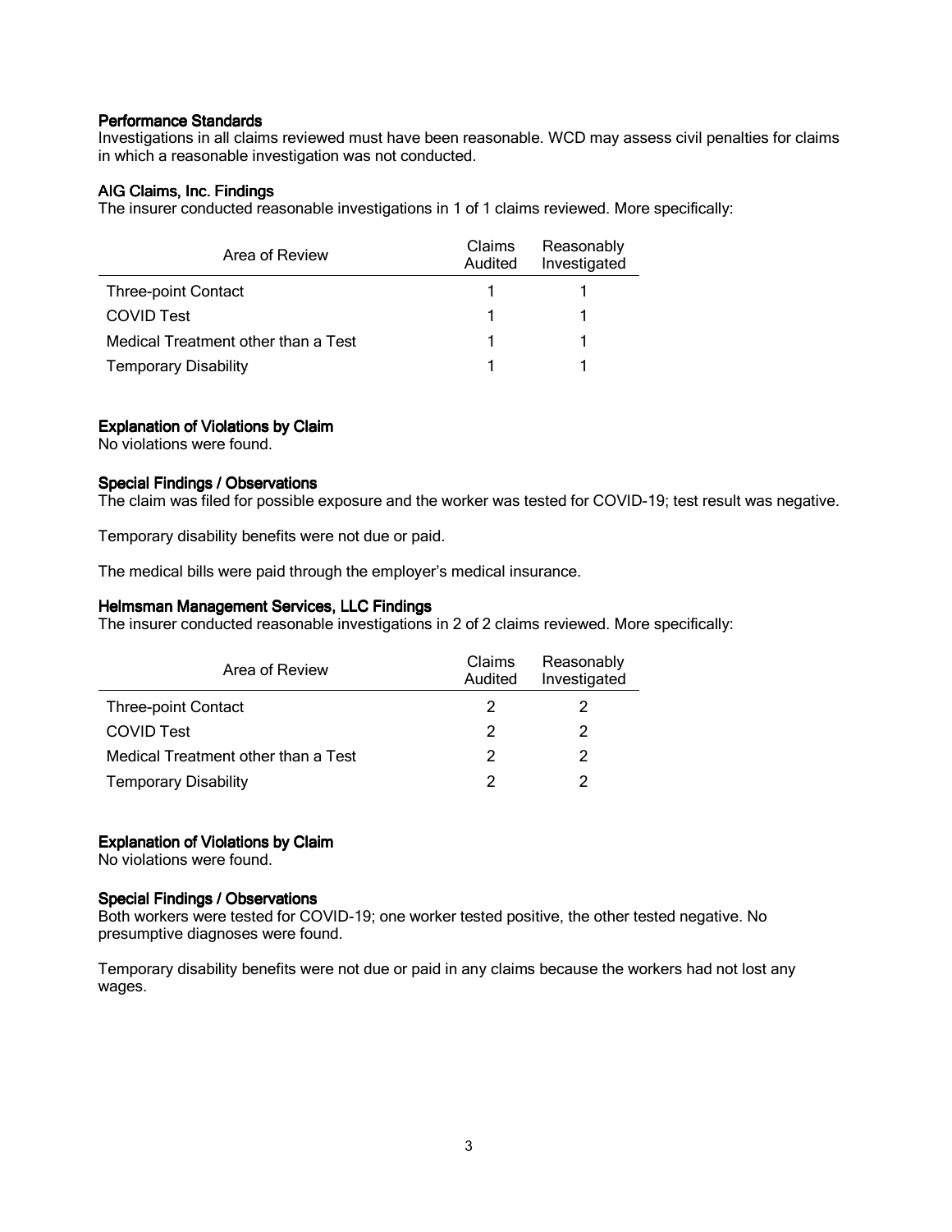### Performance Standards

Investigations in all claims reviewed must have been reasonable. WCD may assess civil penalties for claims in which a reasonable investigation was not conducted.

### AIG Claims, Inc. Findings

The insurer conducted reasonable investigations in 1 of 1 claims reviewed. More specifically:

| Area of Review | Claims Audited | Reasonably Investigated |
|---|---|---|
| Three-point Contact | 1 | 1 |
| COVID Test | 1 | 1 |
| Medical Treatment other than a Test | 1 | 1 |
| Temporary Disability | 1 | 1 |

### Explanation of Violations by Claim

No violations were found.

### Special Findings / Observations

The claim was filed for possible exposure and the worker was tested for COVID-19; test result was negative.

Temporary disability benefits were not due or paid.

The medical bills were paid through the employer's medical insurance.

### Helmsman Management Services, LLC Findings

The insurer conducted reasonable investigations in 2 of 2 claims reviewed. More specifically:

| Area of Review | Claims Audited | Reasonably Investigated |
|---|---|---|
| Three-point Contact | 2 | 2 |
| COVID Test | 2 | 2 |
| Medical Treatment other than a Test | 2 | 2 |
| Temporary Disability | 2 | 2 |

### Explanation of Violations by Claim

No violations were found.

### Special Findings / Observations

Both workers were tested for COVID-19; one worker tested positive, the other tested negative. No presumptive diagnoses were found.

Temporary disability benefits were not due or paid in any claims because the workers had not lost any wages.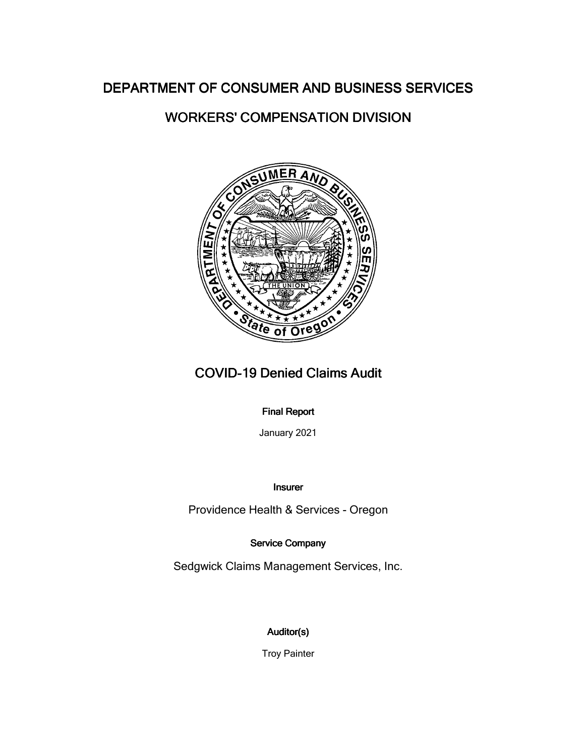# DEPARTMENT OF CONSUMER AND BUSINESS SERVICES

## WORKERS' COMPENSATION DIVISION

## COVID-19 Denied Claims Audit

**Final Report**

January 2021

**Insurer**

Providence Health & Services - Oregon

**Service Company**

Sedgwick Claims Management Services, Inc.

**Auditor(s)**

Troy Painter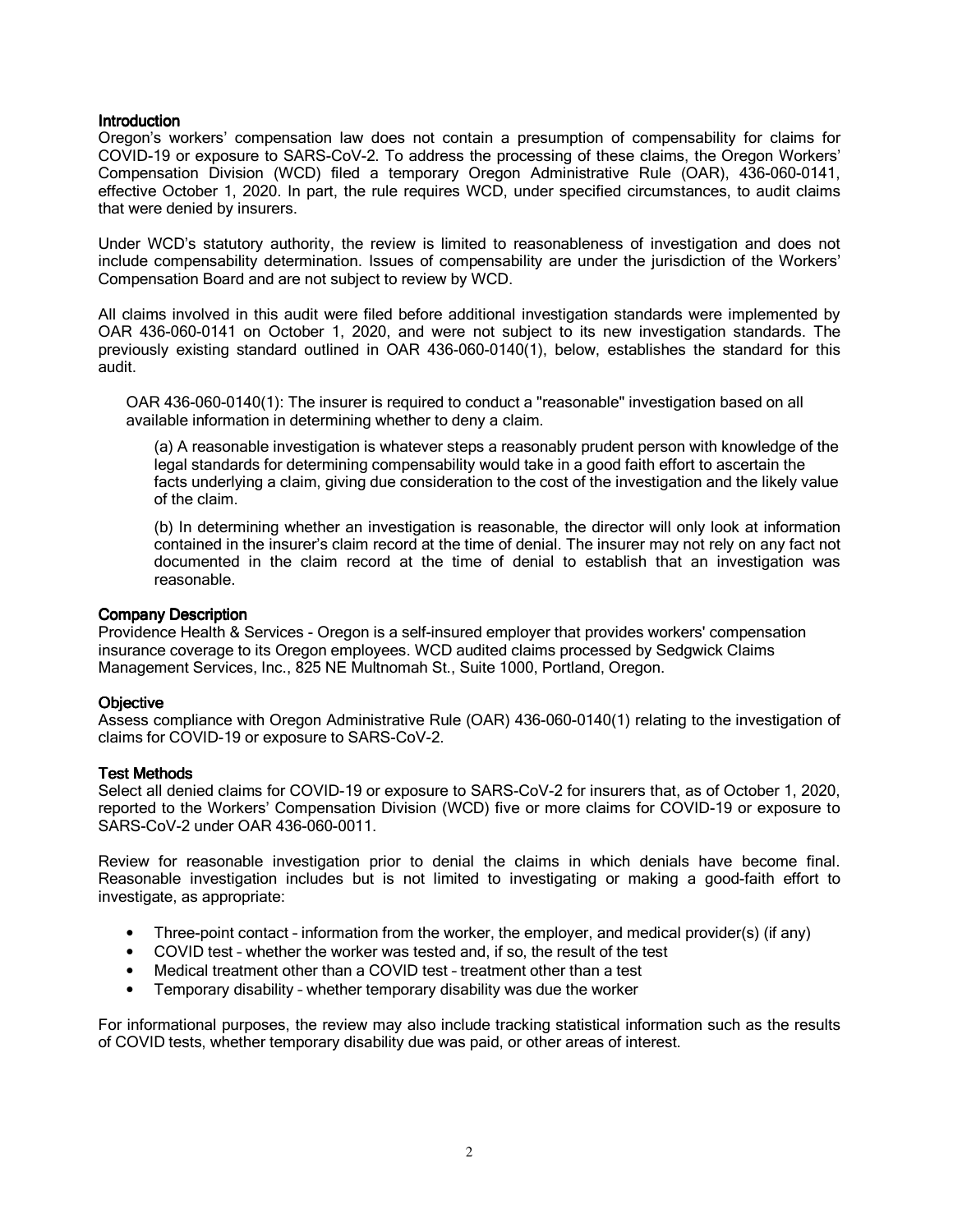### Introduction

Oregon's workers' compensation law does not contain a presumption of compensability for claims for COVID-19 or exposure to SARS-CoV-2. To address the processing of these claims, the Oregon Workers' Compensation Division (WCD) filed a temporary Oregon Administrative Rule (OAR), 436-060-0141, effective October 1, 2020. In part, the rule requires WCD, under specified circumstances, to audit claims that were denied by insurers.

Under WCD's statutory authority, the review is limited to reasonableness of investigation and does not include compensability determination. Issues of compensability are under the jurisdiction of the Workers' Compensation Board and are not subject to review by WCD.

All claims involved in this audit were filed before additional investigation standards were implemented by OAR 436-060-0141 on October 1, 2020, and were not subject to its new investigation standards. The previously existing standard outlined in OAR 436-060-0140(1), below, establishes the standard for this audit.

> OAR 436-060-0140(1): The insurer is required to conduct a "reasonable" investigation based on all available information in determining whether to deny a claim.
>
> (a) A reasonable investigation is whatever steps a reasonably prudent person with knowledge of the legal standards for determining compensability would take in a good faith effort to ascertain the facts underlying a claim, giving due consideration to the cost of the investigation and the likely value of the claim.
>
> (b) In determining whether an investigation is reasonable, the director will only look at information contained in the insurer's claim record at the time of denial. The insurer may not rely on any fact not documented in the claim record at the time of denial to establish that an investigation was reasonable.

### Company Description

Providence Health & Services - Oregon is a self-insured employer that provides workers' compensation insurance coverage to its Oregon employees. WCD audited claims processed by Sedgwick Claims Management Services, Inc., 825 NE Multnomah St., Suite 1000, Portland, Oregon.

### Objective

Assess compliance with Oregon Administrative Rule (OAR) 436-060-0140(1) relating to the investigation of claims for COVID-19 or exposure to SARS-CoV-2.

### Test Methods

Select all denied claims for COVID-19 or exposure to SARS-CoV-2 for insurers that, as of October 1, 2020, reported to the Workers' Compensation Division (WCD) five or more claims for COVID-19 or exposure to SARS-CoV-2 under OAR 436-060-0011.

Review for reasonable investigation prior to denial the claims in which denials have become final. Reasonable investigation includes but is not limited to investigating or making a good-faith effort to investigate, as appropriate:

- Three-point contact – information from the worker, the employer, and medical provider(s) (if any)
- COVID test – whether the worker was tested and, if so, the result of the test
- Medical treatment other than a COVID test – treatment other than a test
- Temporary disability – whether temporary disability was due the worker

For informational purposes, the review may also include tracking statistical information such as the results of COVID tests, whether temporary disability due was paid, or other areas of interest.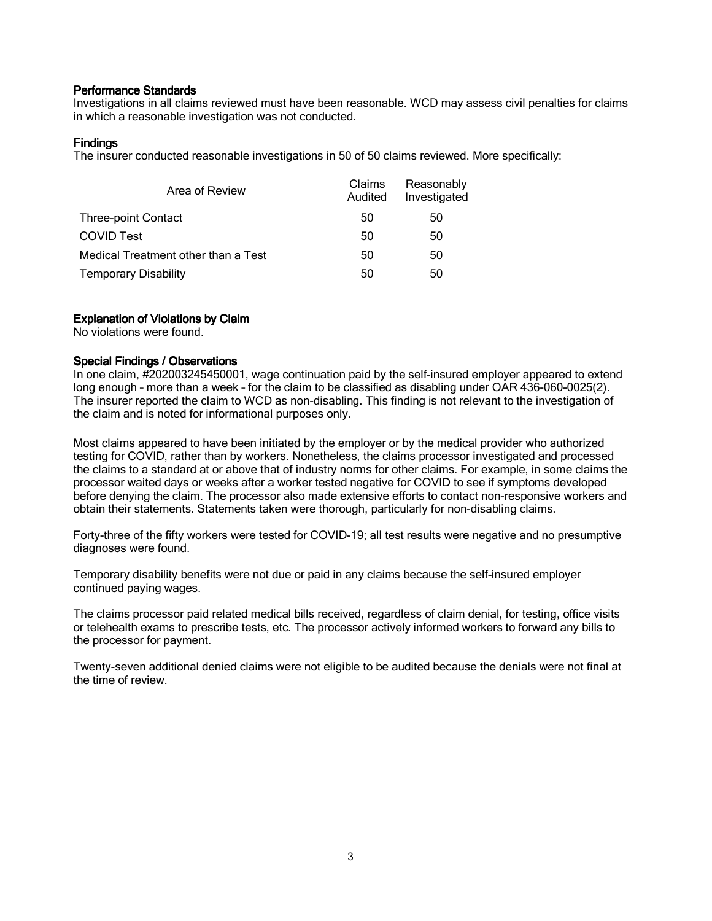### Performance Standards

Investigations in all claims reviewed must have been reasonable. WCD may assess civil penalties for claims in which a reasonable investigation was not conducted.

### Findings

The insurer conducted reasonable investigations in 50 of 50 claims reviewed. More specifically:

| Area of Review | Claims Audited | Reasonably Investigated |
|---|---|---|
| Three-point Contact | 50 | 50 |
| COVID Test | 50 | 50 |
| Medical Treatment other than a Test | 50 | 50 |
| Temporary Disability | 50 | 50 |

### Explanation of Violations by Claim

No violations were found.

### Special Findings / Observations

In one claim, #202003245450001, wage continuation paid by the self-insured employer appeared to extend long enough – more than a week – for the claim to be classified as disabling under OAR 436-060-0025(2). The insurer reported the claim to WCD as non-disabling. This finding is not relevant to the investigation of the claim and is noted for informational purposes only.

Most claims appeared to have been initiated by the employer or by the medical provider who authorized testing for COVID, rather than by workers. Nonetheless, the claims processor investigated and processed the claims to a standard at or above that of industry norms for other claims. For example, in some claims the processor waited days or weeks after a worker tested negative for COVID to see if symptoms developed before denying the claim. The processor also made extensive efforts to contact non-responsive workers and obtain their statements. Statements taken were thorough, particularly for non-disabling claims.

Forty-three of the fifty workers were tested for COVID-19; all test results were negative and no presumptive diagnoses were found.

Temporary disability benefits were not due or paid in any claims because the self-insured employer continued paying wages.

The claims processor paid related medical bills received, regardless of claim denial, for testing, office visits or telehealth exams to prescribe tests, etc. The processor actively informed workers to forward any bills to the processor for payment.

Twenty-seven additional denied claims were not eligible to be audited because the denials were not final at the time of review.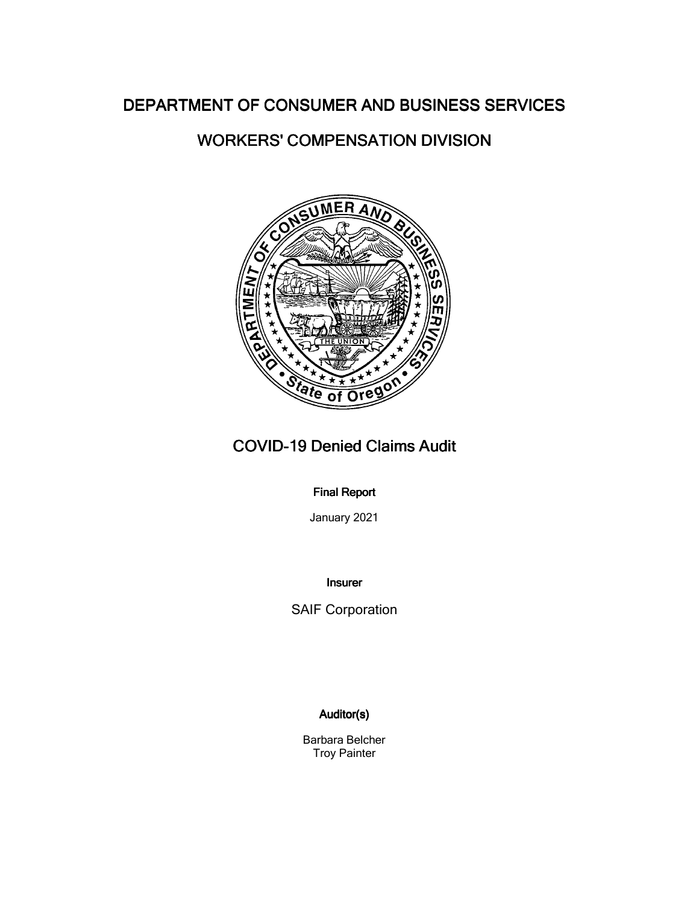# DEPARTMENT OF CONSUMER AND BUSINESS SERVICES

## WORKERS' COMPENSATION DIVISION

# COVID-19 Denied Claims Audit

**Final Report**

January 2021

**Insurer**

SAIF Corporation

**Auditor(s)**

Barbara Belcher
Troy Painter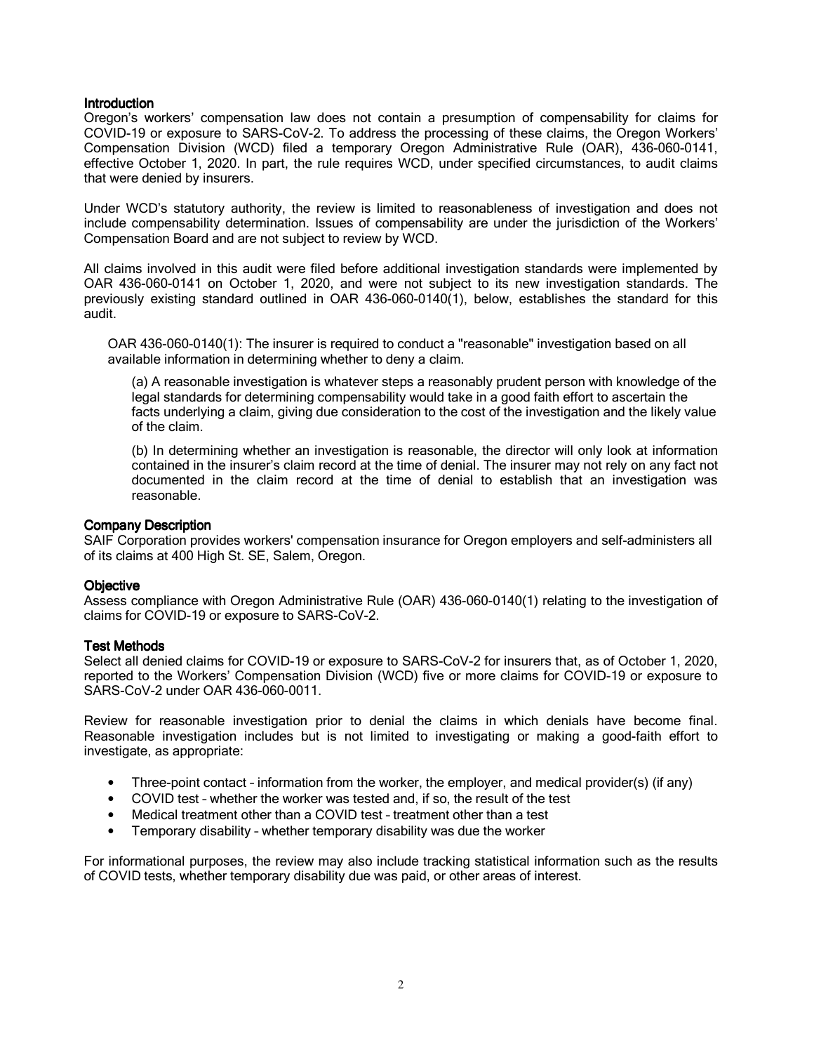## Introduction

Oregon's workers' compensation law does not contain a presumption of compensability for claims for COVID-19 or exposure to SARS-CoV-2. To address the processing of these claims, the Oregon Workers' Compensation Division (WCD) filed a temporary Oregon Administrative Rule (OAR), 436-060-0141, effective October 1, 2020. In part, the rule requires WCD, under specified circumstances, to audit claims that were denied by insurers.

Under WCD's statutory authority, the review is limited to reasonableness of investigation and does not include compensability determination. Issues of compensability are under the jurisdiction of the Workers' Compensation Board and are not subject to review by WCD.

All claims involved in this audit were filed before additional investigation standards were implemented by OAR 436-060-0141 on October 1, 2020, and were not subject to its new investigation standards. The previously existing standard outlined in OAR 436-060-0140(1), below, establishes the standard for this audit.

> OAR 436-060-0140(1): The insurer is required to conduct a "reasonable" investigation based on all available information in determining whether to deny a claim.
>
> (a) A reasonable investigation is whatever steps a reasonably prudent person with knowledge of the legal standards for determining compensability would take in a good faith effort to ascertain the facts underlying a claim, giving due consideration to the cost of the investigation and the likely value of the claim.
>
> (b) In determining whether an investigation is reasonable, the director will only look at information contained in the insurer's claim record at the time of denial. The insurer may not rely on any fact not documented in the claim record at the time of denial to establish that an investigation was reasonable.

## Company Description

SAIF Corporation provides workers' compensation insurance for Oregon employers and self-administers all of its claims at 400 High St. SE, Salem, Oregon.

## Objective

Assess compliance with Oregon Administrative Rule (OAR) 436-060-0140(1) relating to the investigation of claims for COVID-19 or exposure to SARS-CoV-2.

## Test Methods

Select all denied claims for COVID-19 or exposure to SARS-CoV-2 for insurers that, as of October 1, 2020, reported to the Workers' Compensation Division (WCD) five or more claims for COVID-19 or exposure to SARS-CoV-2 under OAR 436-060-0011.

Review for reasonable investigation prior to denial the claims in which denials have become final. Reasonable investigation includes but is not limited to investigating or making a good-faith effort to investigate, as appropriate:

- Three-point contact – information from the worker, the employer, and medical provider(s) (if any)
- COVID test – whether the worker was tested and, if so, the result of the test
- Medical treatment other than a COVID test – treatment other than a test
- Temporary disability – whether temporary disability was due the worker

For informational purposes, the review may also include tracking statistical information such as the results of COVID tests, whether temporary disability due was paid, or other areas of interest.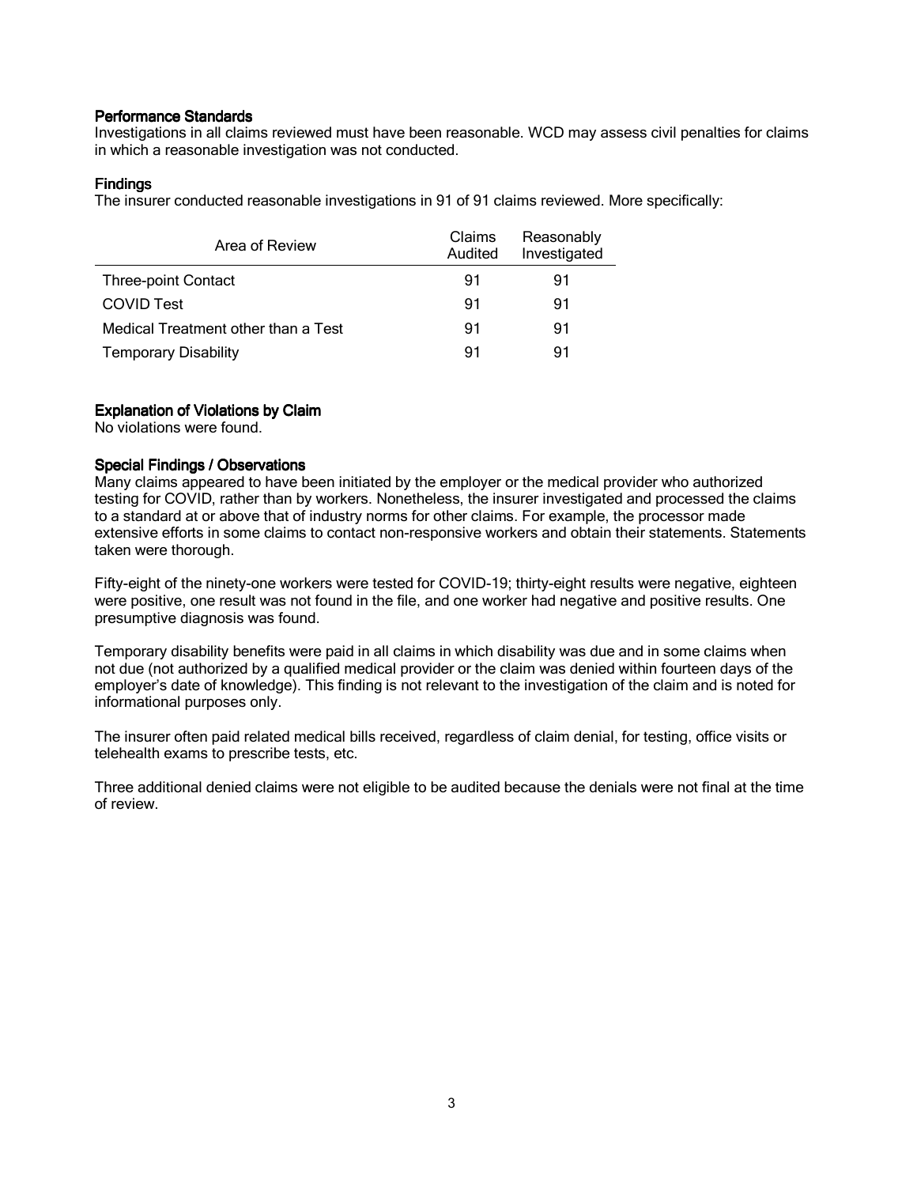### Performance Standards

Investigations in all claims reviewed must have been reasonable. WCD may assess civil penalties for claims in which a reasonable investigation was not conducted.

### Findings

The insurer conducted reasonable investigations in 91 of 91 claims reviewed. More specifically:

| Area of Review | Claims Audited | Reasonably Investigated |
|---|---|---|
| Three-point Contact | 91 | 91 |
| COVID Test | 91 | 91 |
| Medical Treatment other than a Test | 91 | 91 |
| Temporary Disability | 91 | 91 |

### Explanation of Violations by Claim

No violations were found.

### Special Findings / Observations

Many claims appeared to have been initiated by the employer or the medical provider who authorized testing for COVID, rather than by workers. Nonetheless, the insurer investigated and processed the claims to a standard at or above that of industry norms for other claims. For example, the processor made extensive efforts in some claims to contact non-responsive workers and obtain their statements. Statements taken were thorough.

Fifty-eight of the ninety-one workers were tested for COVID-19; thirty-eight results were negative, eighteen were positive, one result was not found in the file, and one worker had negative and positive results. One presumptive diagnosis was found.

Temporary disability benefits were paid in all claims in which disability was due and in some claims when not due (not authorized by a qualified medical provider or the claim was denied within fourteen days of the employer's date of knowledge). This finding is not relevant to the investigation of the claim and is noted for informational purposes only.

The insurer often paid related medical bills received, regardless of claim denial, for testing, office visits or telehealth exams to prescribe tests, etc.

Three additional denied claims were not eligible to be audited because the denials were not final at the time of review.